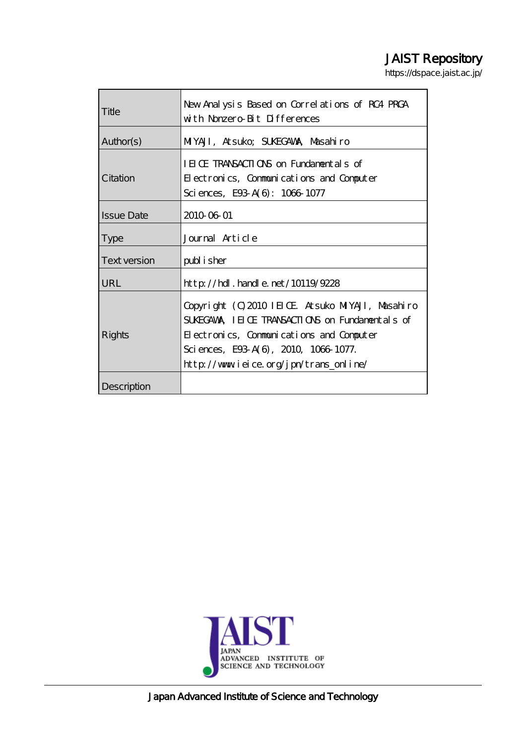JAIST Repository

https://dspace.jaist.ac.jp/

| | |
|---|---|
| Title | New Analysis Based on Correlations of RC4 PRGA with Nonzero-Bit Differences |
| Author(s) | MIYAJI, Atsuko; SUKEGAWA, Masahiro |
| Citation | IEICE TRANSACTIONS on Fundamentals of Electronics, Communications and Computer Sciences, E93-A(6): 1066-1077 |
| Issue Date | 2010-06-01 |
| Type | Journal Article |
| Text version | publisher |
| URL | http://hdl.handle.net/10119/9228 |
| Rights | Copyright (C)2010 IEICE. Atsuko MIYAJI, Masahiro SUKEGAWA, IEICE TRANSACTIONS on Fundamentals of Electronics, Communications and Computer Sciences, E93-A(6), 2010, 1066-1077. http://www.ieice.org/jpn/trans_online/ |
| Description | |

JAIST
JAPAN ADVANCED INSTITUTE OF SCIENCE AND TECHNOLOGY

Japan Advanced Institute of Science and Technology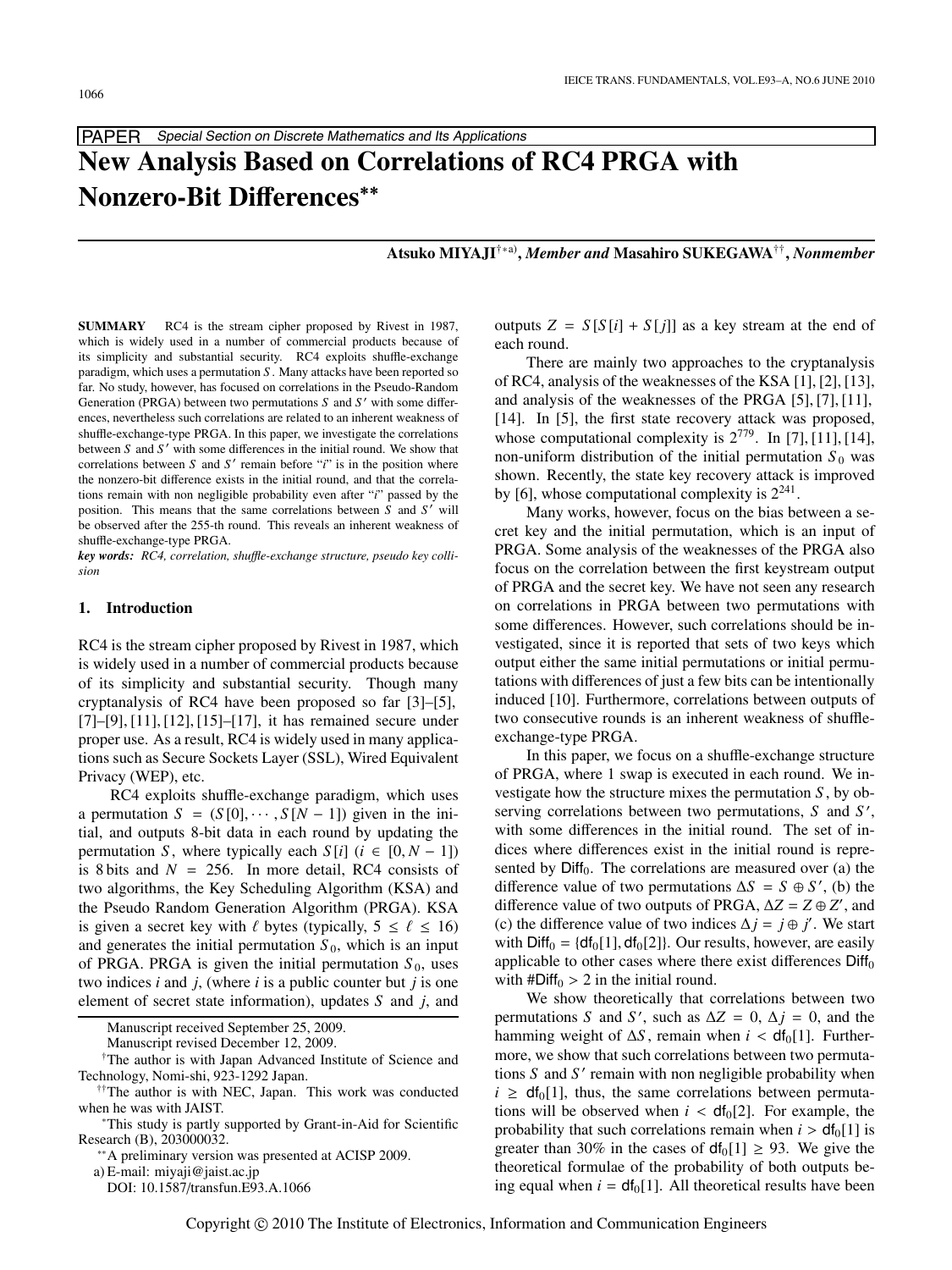# New Analysis Based on Correlations of RC4 PRGA with Nonzero-Bit Differences**

**Atsuko MIYAJI**[†*a)], *Member and* **Masahiro SUKEGAWA**[††], *Nonmember*

**SUMMARY** RC4 is the stream cipher proposed by Rivest in 1987, which is widely used in a number of commercial products because of its simplicity and substantial security. RC4 exploits shuffle-exchange paradigm, which uses a permutation $S$. Many attacks have been reported so far. No study, however, has focused on correlations in the Pseudo-Random Generation (PRGA) between two permutations $S$ and $S'$ with some differences, nevertheless such correlations are related to an inherent weakness of shuffle-exchange-type PRGA. In this paper, we investigate the correlations between $S$ and $S'$ with some differences in the initial round. We show that correlations between $S$ and $S'$ remain before "$i$" is in the position where the nonzero-bit difference exists in the initial round, and that the correlations remain with non negligible probability even after "$i$" passed by the position. This means that the same correlations between $S$ and $S'$ will be observed after the 255-th round. This reveals an inherent weakness of shuffle-exchange-type PRGA.

*key words: RC4, correlation, shuffle-exchange structure, pseudo key collision*

## 1. Introduction

RC4 is the stream cipher proposed by Rivest in 1987, which is widely used in a number of commercial products because of its simplicity and substantial security. Though many cryptanalysis of RC4 have been proposed so far [3]–[5], [7]–[9], [11], [12], [15]–[17], it has remained secure under proper use. As a result, RC4 is widely used in many applications such as Secure Sockets Layer (SSL), Wired Equivalent Privacy (WEP), etc.

RC4 exploits shuffle-exchange paradigm, which uses a permutation $S = (S[0], \cdots, S[N-1])$ given in the initial, and outputs 8-bit data in each round by updating the permutation $S$, where typically each $S[i]$ $(i \in [0, N-1])$ is 8 bits and $N = 256$. In more detail, RC4 consists of two algorithms, the Key Scheduling Algorithm (KSA) and the Pseudo Random Generation Algorithm (PRGA). KSA is given a secret key with $\ell$ bytes (typically, $5 \leq \ell \leq 16$) and generates the initial permutation $S_0$, which is an input of PRGA. PRGA is given the initial permutation $S_0$, uses two indices $i$ and $j$, (where $i$ is a public counter but $j$ is one element of secret state information), updates $S$ and $j$, and outputs $Z = S[S[i] + S[j]]$ as a key stream at the end of each round.

There are mainly two approaches to the cryptanalysis of RC4, analysis of the weaknesses of the KSA [1], [2], [13], and analysis of the weaknesses of the PRGA [5], [7], [11], [14]. In [5], the first state recovery attack was proposed, whose computational complexity is $2^{779}$. In [7], [11], [14], non-uniform distribution of the initial permutation $S_0$ was shown. Recently, the state key recovery attack is improved by [6], whose computational complexity is $2^{241}$.

Many works, however, focus on the bias between a secret key and the initial permutation, which is an input of PRGA. Some analysis of the weaknesses of the PRGA also focus on the correlation between the first keystream output of PRGA and the secret key. We have not seen any research on correlations in PRGA between two permutations with some differences. However, such correlations should be investigated, since it is reported that sets of two keys which output either the same initial permutations or initial permutations with differences of just a few bits can be intentionally induced [10]. Furthermore, correlations between outputs of two consecutive rounds is an inherent weakness of shuffle-exchange-type PRGA.

In this paper, we focus on a shuffle-exchange structure of PRGA, where 1 swap is executed in each round. We investigate how the structure mixes the permutation $S$, by observing correlations between two permutations, $S$ and $S'$, with some differences in the initial round. The set of indices where differences exist in the initial round is represented by $\mathsf{Diff}_0$. The correlations are measured over (a) the difference value of two permutations $\Delta S = S \oplus S'$, (b) the difference value of two outputs of PRGA, $\Delta Z = Z \oplus Z'$, and (c) the difference value of two indices $\Delta j = j \oplus j'$. We start with $\mathsf{Diff}_0 = \{\mathsf{df}_0[1], \mathsf{df}_0[2]\}$. Our results, however, are easily applicable to other cases where there exist differences $\mathsf{Diff}_0$ with $\#\mathsf{Diff}_0 > 2$ in the initial round.

We show theoretically that correlations between two permutations $S$ and $S'$, such as $\Delta Z = 0$, $\Delta j = 0$, and the hamming weight of $\Delta S$, remain when $i < \mathsf{df}_0[1]$. Furthermore, we show that such correlations between two permutations $S$ and $S'$ remain with non negligible probability when $i \geq \mathsf{df}_0[1]$, thus, the same correlations between permutations will be observed when $i < \mathsf{df}_0[2]$. For example, the probability that such correlations remain when $i > \mathsf{df}_0[1]$ is greater than 30% in the cases of $\mathsf{df}_0[1] \geq 93$. We give the theoretical formulae of the probability of both outputs being equal when $i = \mathsf{df}_0[1]$. All theoretical results have been

---

Manuscript received September 25, 2009.

Manuscript revised December 12, 2009.

[†]The author is with Japan Advanced Institute of Science and Technology, Nomi-shi, 923-1292 Japan.

[††]The author is with NEC, Japan. This work was conducted when he was with JAIST.

[*]This study is partly supported by Grant-in-Aid for Scientific Research (B), 203000032.

[**]A preliminary version was presented at ACISP 2009.

a) E-mail: miyaji@jaist.ac.jp

DOI: 10.1587/transfun.E93.A.1066

Copyright © 2010 The Institute of Electronics, Information and Communication Engineers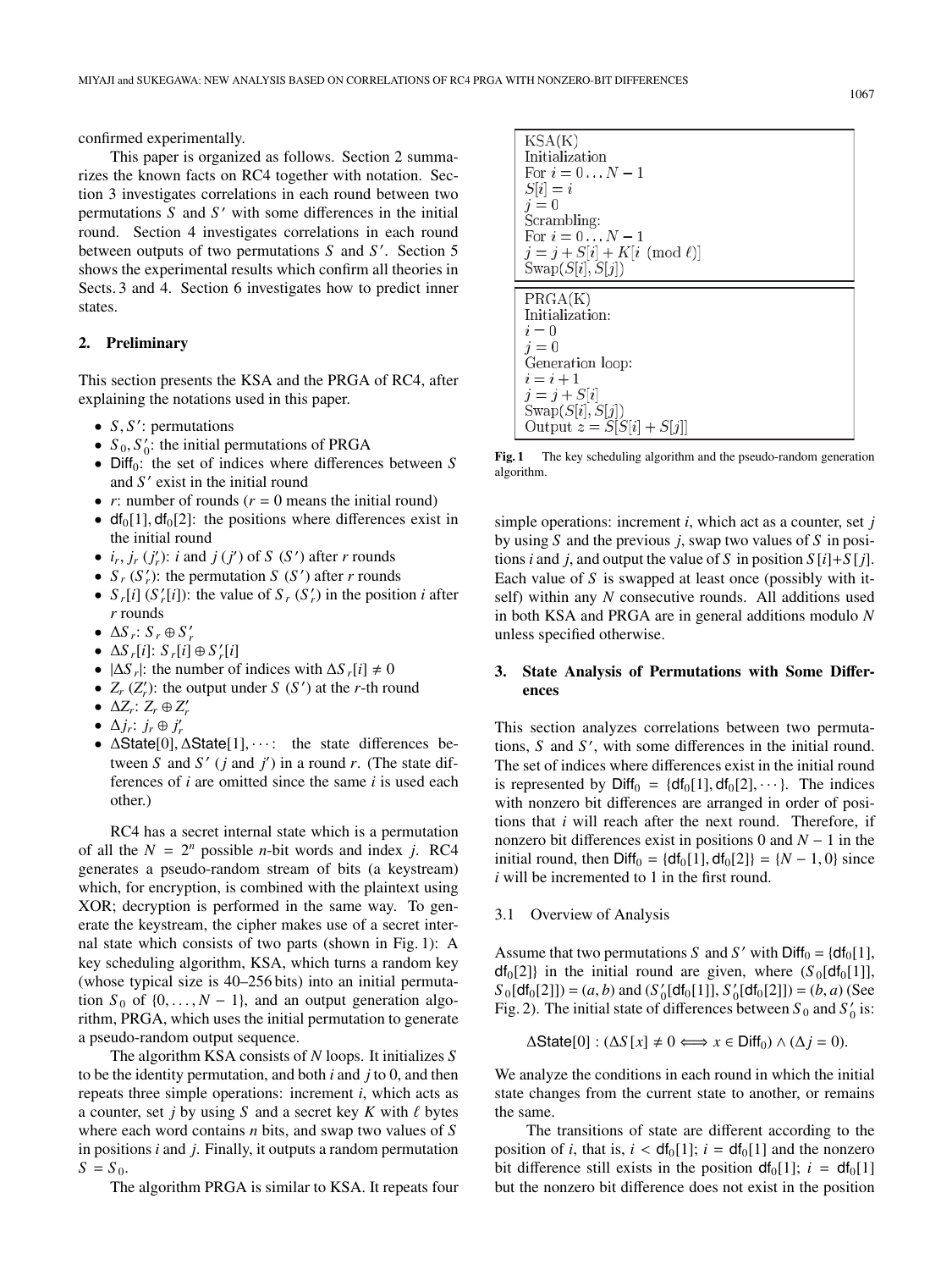confirmed experimentally.

This paper is organized as follows. Section 2 summarizes the known facts on RC4 together with notation. Section 3 investigates correlations in each round between two permutations $S$ and $S'$ with some differences in the initial round. Section 4 investigates correlations in each round between outputs of two permutations $S$ and $S'$. Section 5 shows the experimental results which confirm all theories in Sects. 3 and 4. Section 6 investigates how to predict inner states.

## 2. Preliminary

This section presents the KSA and the PRGA of RC4, after explaining the notations used in this paper.

- $S, S'$: permutations
- $S_0, S'_0$: the initial permutations of PRGA
- $\mathsf{Diff}_0$: the set of indices where differences between $S$ and $S'$ exist in the initial round
- $r$: number of rounds ($r = 0$ means the initial round)
- $\mathsf{df}_0[1], \mathsf{df}_0[2]$: the positions where differences exist in the initial round
- $i_r$, $j_r$ ($j'_r$): $i$ and $j$ ($j'$) of $S$ ($S'$) after $r$ rounds
- $S_r$ ($S'_r$): the permutation $S$ ($S'$) after $r$ rounds
- $S_r[i]$ ($S'_r[i]$): the value of $S_r$ ($S'_r$) in the position $i$ after $r$ rounds
- $\Delta S_r$: $S_r \oplus S'_r$
- $\Delta S_r[i]$: $S_r[i] \oplus S'_r[i]$
- $|\Delta S_r|$: the number of indices with $\Delta S_r[i] \neq 0$
- $Z_r$ ($Z'_r$): the output under $S$ ($S'$) at the $r$-th round
- $\Delta Z_r$: $Z_r \oplus Z'_r$
- $\Delta j_r$: $j_r \oplus j'_r$
- $\Delta\mathsf{State}[0], \Delta\mathsf{State}[1], \cdots$: the state differences between $S$ and $S'$ ($j$ and $j'$) in a round $r$. (The state differences of $i$ are omitted since the same $i$ is used each other.)

RC4 has a secret internal state which is a permutation of all the $N = 2^n$ possible $n$-bit words and index $j$. RC4 generates a pseudo-random stream of bits (a keystream) which, for encryption, is combined with the plaintext using XOR; decryption is performed in the same way. To generate the keystream, the cipher makes use of a secret internal state which consists of two parts (shown in Fig. 1): A key scheduling algorithm, KSA, which turns a random key (whose typical size is 40–256 bits) into an initial permutation $S_0$ of $\{0, \ldots, N-1\}$, and an output generation algorithm, PRGA, which uses the initial permutation to generate a pseudo-random output sequence.

The algorithm KSA consists of $N$ loops. It initializes $S$ to be the identity permutation, and both $i$ and $j$ to 0, and then repeats three simple operations: increment $i$, which acts as a counter, set $j$ by using $S$ and a secret key $K$ with $\ell$ bytes where each word contains $n$ bits, and swap two values of $S$ in positions $i$ and $j$. Finally, it outputs a random permutation $S = S_0$.

The algorithm PRGA is similar to KSA. It repeats four

```
KSA(K)
Initialization
For i = 0...N-1
S[i] = i
j = 0
Scrambling:
For i = 0...N-1
j = j + S[i] + K[i (mod ℓ)]
Swap(S[i], S[j])
```

```
PRGA(K)
Initialization:
i = 0
j = 0
Generation loop:
i = i + 1
j = j + S[i]
Swap(S[i], S[j])
Output z = S[S[i] + S[j]]
```

**Fig. 1** The key scheduling algorithm and the pseudo-random generation algorithm.

simple operations: increment $i$, which act as a counter, set $j$ by using $S$ and the previous $j$, swap two values of $S$ in positions $i$ and $j$, and output the value of $S$ in position $S[i]+S[j]$. Each value of $S$ is swapped at least once (possibly with itself) within any $N$ consecutive rounds. All additions used in both KSA and PRGA are in general additions modulo $N$ unless specified otherwise.

## 3. State Analysis of Permutations with Some Differences

This section analyzes correlations between two permutations, $S$ and $S'$, with some differences exist in the initial round. The set of indices where differences exist in the initial round is represented by $\mathsf{Diff}_0 = \{\mathsf{df}_0[1], \mathsf{df}_0[2], \cdots\}$. The indices with nonzero bit differences are arranged in order of positions that $i$ will reach after the next round. Therefore, if nonzero bit differences exist in positions 0 and $N-1$ in the initial round, then $\mathsf{Diff}_0 = \{\mathsf{df}_0[1], \mathsf{df}_0[2]\} = \{N-1, 0\}$ since $i$ will be incremented to 1 in the first round.

### 3.1 Overview of Analysis

Assume that two permutations $S$ and $S'$ with $\mathsf{Diff}_0 = \{\mathsf{df}_0[1], \mathsf{df}_0[2]\}$ in the initial round are given, where $(S_0[\mathsf{df}_0[1]], S_0[\mathsf{df}_0[2]]) = (a, b)$ and $(S'_0[\mathsf{df}_0[1]], S'_0[\mathsf{df}_0[2]]) = (b, a)$ (See Fig. 2). The initial state of differences between $S_0$ and $S'_0$ is:

$$\Delta\mathsf{State}[0] : (\Delta S[x] \neq 0 \Longleftrightarrow x \in \mathsf{Diff}_0) \wedge (\Delta j = 0).$$

We analyze the conditions in each round in which the initial state changes from the current state to another, or remains the same.

The transitions of state are different according to the position of $i$, that is, $i < \mathsf{df}_0[1]$; $i = \mathsf{df}_0[1]$ and the nonzero bit difference still exists in the position $\mathsf{df}_0[1]$; $i = \mathsf{df}_0[1]$ but the nonzero bit difference does not exist in the position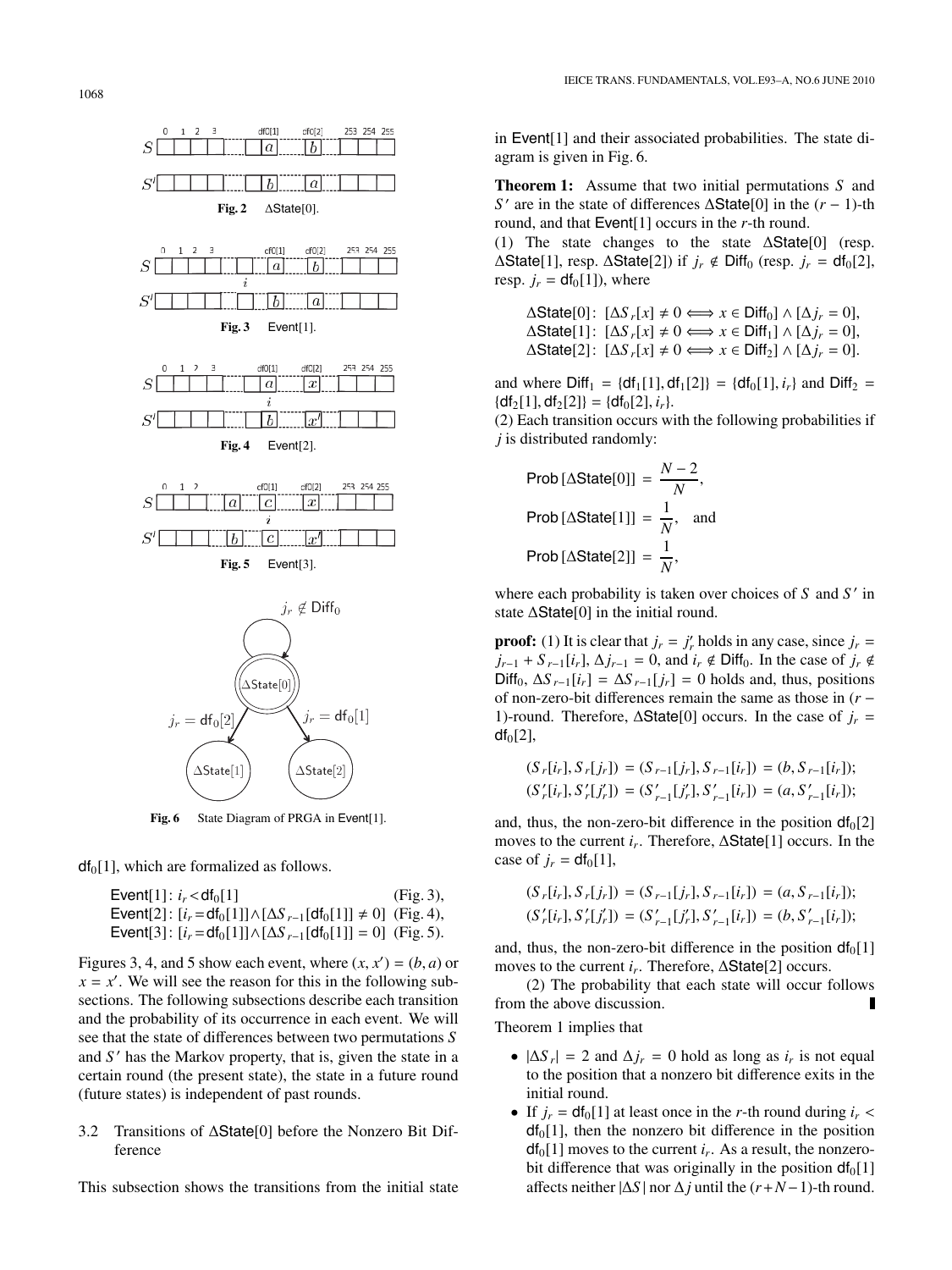Fig. 2 ΔState[0].

Fig. 3 Event[1].

Fig. 4 Event[2].

Fig. 5 Event[3].

Fig. 6 State Diagram of PRGA in Event[1].

$\mathsf{df}_0[1]$, which are formalized as follows.

$$\begin{aligned}
&\mathsf{Event}[1]: i_r < \mathsf{df}_0[1] && \text{(Fig. 3)},\\
&\mathsf{Event}[2]: [i_r = \mathsf{df}_0[1]] \wedge [\Delta S_{r-1}[\mathsf{df}_0[1]] \neq 0] && \text{(Fig. 4)},\\
&\mathsf{Event}[3]: [i_r = \mathsf{df}_0[1]] \wedge [\Delta S_{r-1}[\mathsf{df}_0[1]] = 0] && \text{(Fig. 5)}.
\end{aligned}$$

Figures 3, 4, and 5 show each event, where $(x, x') = (b, a)$ or $x = x'$. We will see the reason for this in the following subsections. The following subsections describe each transition and the probability of its occurrence in each event. We will see that the state of differences between two permutations $S$ and $S'$ has the Markov property, that is, given the state in a certain round (the present state), the state in a future round (future states) is independent of past rounds.

### 3.2 Transitions of ΔState[0] before the Nonzero Bit Difference

This subsection shows the transitions from the initial state in Event[1] and their associated probabilities. The state diagram is given in Fig. 6.

**Theorem 1:** Assume that two initial permutations $S$ and $S'$ are in the state of differences ΔState[0] in the $(r-1)$-th round, and that Event[1] occurs in the $r$-th round.
(1) The state changes to the state ΔState[0] (resp. ΔState[1], resp. ΔState[2]) if $j_r \notin \mathsf{Diff}_0$ (resp. $j_r = \mathsf{df}_0[2]$, resp. $j_r = \mathsf{df}_0[1]$), where

$$\begin{aligned}
&\Delta\mathsf{State}[0]: [\Delta S_r[x] \neq 0 \iff x \in \mathsf{Diff}_0] \wedge [\Delta j_r = 0],\\
&\Delta\mathsf{State}[1]: [\Delta S_r[x] \neq 0 \iff x \in \mathsf{Diff}_1] \wedge [\Delta j_r = 0],\\
&\Delta\mathsf{State}[2]: [\Delta S_r[x] \neq 0 \iff x \in \mathsf{Diff}_2] \wedge [\Delta j_r = 0].
\end{aligned}$$

and where $\mathsf{Diff}_1 = \{\mathsf{df}_1[1], \mathsf{df}_1[2]\} = \{\mathsf{df}_0[1], i_r\}$ and $\mathsf{Diff}_2 = \{\mathsf{df}_2[1], \mathsf{df}_2[2]\} = \{\mathsf{df}_0[2], i_r\}$.
(2) Each transition occurs with the following probabilities if $j$ is distributed randomly:

$$\mathsf{Prob}[\Delta\mathsf{State}[0]] = \frac{N-2}{N},$$
$$\mathsf{Prob}[\Delta\mathsf{State}[1]] = \frac{1}{N}, \quad \text{and}$$
$$\mathsf{Prob}[\Delta\mathsf{State}[2]] = \frac{1}{N},$$

where each probability is taken over choices of $S$ and $S'$ in state ΔState[0] in the initial round.

**proof:** (1) It is clear that $j_r = j'_r$ holds in any case, since $j_r = j_{r-1} + S_{r-1}[i_r]$, $\Delta j_{r-1} = 0$, and $i_r \notin \mathsf{Diff}_0$. In the case of $j_r \notin \mathsf{Diff}_0$, $\Delta S_{r-1}[i_r] = \Delta S_{r-1}[j_r] = 0$ holds and, thus, positions of non-zero-bit differences remain the same as those in $(r-1)$-round. Therefore, ΔState[0] occurs. In the case of $j_r = \mathsf{df}_0[2]$,

$$(S_r[i_r], S_r[j_r]) = (S_{r-1}[j_r], S_{r-1}[i_r]) = (b, S_{r-1}[i_r]);$$
$$(S'_r[i_r], S'_r[j'_r]) = (S'_{r-1}[j'_r], S'_{r-1}[i_r]) = (a, S'_{r-1}[i_r]);$$

and, thus, the non-zero-bit difference in the position $\mathsf{df}_0[2]$ moves to the current $i_r$. Therefore, ΔState[1] occurs. In the case of $j_r = \mathsf{df}_0[1]$,

$$(S_r[i_r], S_r[j_r]) = (S_{r-1}[j_r], S_{r-1}[i_r]) = (a, S_{r-1}[i_r]);$$
$$(S'_r[i_r], S'_r[j'_r]) = (S'_{r-1}[j'_r], S'_{r-1}[i_r]) = (b, S'_{r-1}[i_r]);$$

and, thus, the non-zero-bit difference in the position $\mathsf{df}_0[1]$ moves to the current $i_r$. Therefore, ΔState[2] occurs.

(2) The probability that each state will occur follows from the above discussion. ∎

Theorem 1 implies that

- $|\Delta S_r| = 2$ and $\Delta j_r = 0$ hold as long as $i_r$ is not equal to the position that a nonzero bit difference exits in the initial round.
- If $j_r = \mathsf{df}_0[1]$ at least once in the $r$-th round during $i_r < \mathsf{df}_0[1]$, then the nonzero bit difference in the position $\mathsf{df}_0[1]$ moves to the current $i_r$. As a result, the nonzero-bit difference that was originally in the position $\mathsf{df}_0[1]$ affects neither $|\Delta S|$ nor $\Delta j$ until the $(r+N-1)$-th round.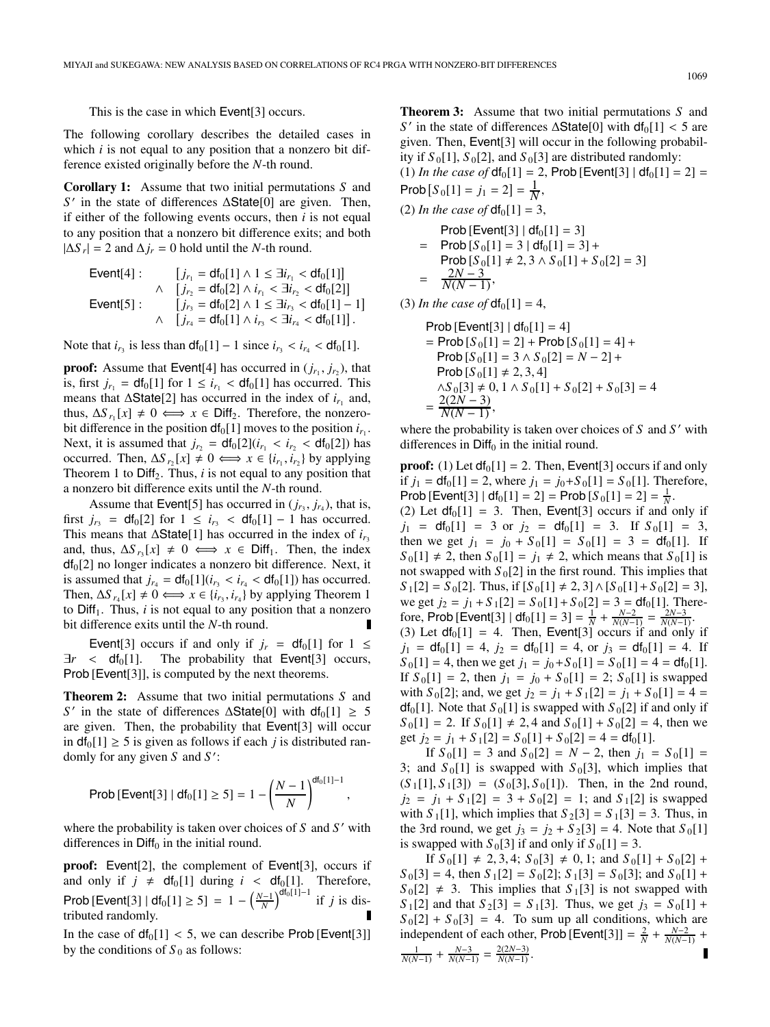This is the case in which Event[3] occurs.

The following corollary describes the detailed cases in which $i$ is not equal to any position that a nonzero bit difference existed originally before the $N$-th round.

**Corollary 1:** Assume that two initial permutations $S$ and $S'$ in the state of differences $\Delta$State[0] are given. Then, if either of the following events occurs, then $i$ is not equal to any position that a nonzero bit difference exits; and both $|\Delta S_r| = 2$ and $\Delta j_r = 0$ hold until the $N$-th round.

$$\begin{aligned}
\text{Event[4]}: \quad & [j_{r_1} = \text{df}_0[1] \wedge 1 \leq \exists i_{r_1} < \text{df}_0[1]] \\
\wedge \quad & [j_{r_2} = \text{df}_0[2] \wedge i_{r_1} < \exists i_{r_2} < \text{df}_0[2]] \\
\text{Event[5]}: \quad & [j_{r_3} = \text{df}_0[2] \wedge 1 \leq \exists i_{r_3} < \text{df}_0[1] - 1] \\
\wedge \quad & [j_{r_4} = \text{df}_0[1] \wedge i_{r_3} < \exists i_{r_4} < \text{df}_0[1]].
\end{aligned}$$

Note that $i_{r_3}$ is less than $\text{df}_0[1] - 1$ since $i_{r_3} < i_{r_4} < \text{df}_0[1]$.

**proof:** Assume that Event[4] has occurred in $(j_{r_1}, j_{r_2})$, that is, first $j_{r_1} = \text{df}_0[1]$ for $1 \leq i_{r_1} < \text{df}_0[1]$ has occurred. This means that $\Delta$State[2] has occurred in the index of $i_{r_1}$ and, thus, $\Delta S_{r_1}[x] \neq 0 \iff x \in \text{Diff}_2$. Therefore, the nonzero-bit difference in the position $\text{df}_0[1]$ moves to the position $i_{r_1}$. Next, it is assumed that $j_{r_2} = \text{df}_0[2] (i_{r_1} < i_{r_2} < \text{df}_0[2])$ has occurred. Then, $\Delta S_{r_2}[x] \neq 0 \iff x \in \{i_{r_1}, i_{r_2}\}$ by applying Theorem 1 to $\text{Diff}_2$. Thus, $i$ is not equal to any position that a nonzero bit difference exits until the $N$-th round.

Assume that Event[5] has occurred in $(j_{r_3}, j_{r_4})$, that is, first $j_{r_3} = \text{df}_0[2]$ for $1 \leq i_{r_3} < \text{df}_0[1] - 1$ has occurred. This means that $\Delta$State[1] has occurred in the index of $i_{r_3}$ and, thus, $\Delta S_{r_3}[x] \neq 0 \iff x \in \text{Diff}_1$. Then, the index $\text{df}_0[2]$ no longer indicates a nonzero bit difference. Next, it is assumed that $j_{r_4} = \text{df}_0[1] (i_{r_3} < i_{r_4} < \text{df}_0[1])$ has occurred. Then, $\Delta S_{r_4}[x] \neq 0 \iff x \in \{i_{r_3}, i_{r_4}\}$ by applying Theorem 1 to $\text{Diff}_1$. Thus, $i$ is not equal to any position that a nonzero bit difference exits until the $N$-th round. ∎

Event[3] occurs if and only if $j_r = \text{df}_0[1]$ for $1 \leq \exists r < \text{df}_0[1]$. The probability that Event[3] occurs, Prob [Event[3]], is computed by the next theorems.

**Theorem 2:** Assume that two initial permutations $S$ and $S'$ in the state of differences $\Delta$State[0] with $\text{df}_0[1] \geq 5$ are given. Then, the probability that Event[3] will occur in $\text{df}_0[1] \geq 5$ is given as follows if each $j$ is distributed randomly for any given $S$ and $S'$:

$$\text{Prob}\,[\text{Event[3]} \mid \text{df}_0[1] \geq 5] = 1 - \left(\frac{N-1}{N}\right)^{\text{df}_0[1]-1},$$

where the probability is taken over choices of $S$ and $S'$ with differences in $\text{Diff}_0$ in the initial round.

**proof:** Event[2], the complement of Event[3], occurs if and only if $j \neq \text{df}_0[1]$ during $i < \text{df}_0[1]$. Therefore, $\text{Prob}\,[\text{Event[3]} \mid \text{df}_0[1] \geq 5] = 1 - \left(\frac{N-1}{N}\right)^{\text{df}_0[1]-1}$ if $j$ is distributed randomly. ∎

In the case of $\text{df}_0[1] < 5$, we can describe Prob [Event[3]] by the conditions of $S_0$ as follows:

**Theorem 3:** Assume that two initial permutations $S$ and $S'$ in the state of differences $\Delta$State[0] with $\text{df}_0[1] < 5$ are given. Then, Event[3] will occur in the following probability if $S_0[1]$, $S_0[2]$, and $S_0[3]$ are distributed randomly:

(1) *In the case of* $\text{df}_0[1] = 2$, $\text{Prob}\,[\text{Event[3]} \mid \text{df}_0[1] = 2] = \text{Prob}\,[S_0[1] = j_1 = 2] = \frac{1}{N}$,

(2) *In the case of* $\text{df}_0[1] = 3$,

$$\begin{aligned}
& \text{Prob}\,[\text{Event[3]} \mid \text{df}_0[1] = 3] \\
= \; & \text{Prob}\,[S_0[1] = 3 \mid \text{df}_0[1] = 3] + \\
& \text{Prob}\,[S_0[1] \neq 2, 3 \wedge S_0[1] + S_0[2] = 3] \\
= \; & \frac{2N-3}{N(N-1)},
\end{aligned}$$

(3) *In the case of* $\text{df}_0[1] = 4$,

$$\begin{aligned}
& \text{Prob}\,[\text{Event[3]} \mid \text{df}_0[1] = 4] \\
& = \text{Prob}\,[S_0[1] = 2] + \text{Prob}\,[S_0[1] = 4] + \\
& \quad \text{Prob}\,[S_0[1] = 3 \wedge S_0[2] = N-2] + \\
& \quad \text{Prob}\,[S_0[1] \neq 2, 3, 4] \\
& \quad \wedge S_0[3] \neq 0, 1 \wedge S_0[1] + S_0[2] + S_0[3] = 4 \\
& = \frac{2(2N-3)}{N(N-1)},
\end{aligned}$$

where the probability is taken over choices of $S$ and $S'$ with differences in $\text{Diff}_0$ in the initial round.

**proof:** (1) Let $\text{df}_0[1] = 2$. Then, Event[3] occurs if and only if $j_1 = \text{df}_0[1] = 2$, where $j_1 = j_0 + S_0[1] = S_0[1]$. Therefore, $\text{Prob}\,[\text{Event[3]} \mid \text{df}_0[1] = 2] = \text{Prob}\,[S_0[1] = 2] = \frac{1}{N}$.

(2) Let $\text{df}_0[1] = 3$. Then, Event[3] occurs if and only if $j_1 = \text{df}_0[1] = 3$ or $j_2 = \text{df}_0[1] = 3$. If $S_0[1] = 3$, then we get $j_1 = j_0 + S_0[1] = S_0[1] = 3 = \text{df}_0[1]$. If $S_0[1] \neq 2$, then $S_0[1] = j_1 \neq 2$, which means that $S_0[1]$ is not swapped with $S_0[2]$ in the first round. This implies that $S_1[2] = S_0[2]$. Thus, if $[S_0[1] \neq 2, 3] \wedge [S_0[1] + S_0[2] = 3]$, we get $j_2 = j_1 + S_1[2] = S_0[1] + S_0[2] = 3 = \text{df}_0[1]$. Therefore, $\text{Prob}\,[\text{Event[3]} \mid \text{df}_0[1] = 3] = \frac{1}{N} + \frac{N-2}{N(N-1)} = \frac{2N-3}{N(N-1)}$.

(3) Let $\text{df}_0[1] = 4$. Then, Event[3] occurs if and only if $j_1 = \text{df}_0[1] = 4$, $j_2 = \text{df}_0[1] = 4$, or $j_3 = \text{df}_0[1] = 4$. If $S_0[1] = 4$, then we get $j_1 = j_0 + S_0[1] = S_0[1] = 4 = \text{df}_0[1]$. If $S_0[1] = 2$, then $j_1 = j_0 + S_0[1] = 2$; $S_0[1]$ is swapped with $S_0[2]$; and, we get $j_2 = j_1 + S_1[2] = j_1 + S_0[1] = 4 = \text{df}_0[1]$. Note that $S_0[1]$ is swapped with $S_0[2]$ if and only if $S_0[1] = 2$. If $S_0[1] \neq 2, 4$ and $S_0[1] + S_0[2] = 4$, then we get $j_2 = j_1 + S_1[2] = S_0[1] + S_0[2] = 4 = \text{df}_0[1]$.

If $S_0[1] = 3$ and $S_0[2] = N-2$, then $j_1 = S_0[1] = 3$; and $S_0[1]$ is swapped with $S_0[3]$, which implies that $(S_1[1], S_1[3]) = (S_0[3], S_0[1])$. Then, in the 2nd round, $j_2 = j_1 + S_1[2] = 3 + S_0[2] = 1$; and $S_1[2]$ is swapped with $S_1[1]$, which implies that $S_2[3] = S_1[3] = 3$. Thus, in the 3rd round, we get $j_3 = j_2 + S_2[3] = 4$. Note that $S_0[1]$ is swapped with $S_0[3]$ if and only if $S_0[1] = 3$.

If $S_0[1] \neq 2, 3, 4$; $S_0[3] \neq 0, 1$; and $S_0[1] + S_0[2] + S_0[3] = 4$, then $S_1[2] = S_0[2]$; $S_1[3] = S_0[3]$; and $S_0[1] + S_0[2] \neq 3$. This implies that $S_1[3]$ is not swapped with $S_1[2]$ and that $S_2[3] = S_1[3]$. Thus, we get $j_3 = S_0[1] + S_0[2] + S_0[3] = 4$. To sum up all conditions, which are independent of each other, $\text{Prob}\,[\text{Event[3]}] = \frac{2}{N} + \frac{N-2}{N(N-1)} + \frac{1}{N(N-1)} + \frac{N-3}{N(N-1)} = \frac{2(2N-3)}{N(N-1)}$. ∎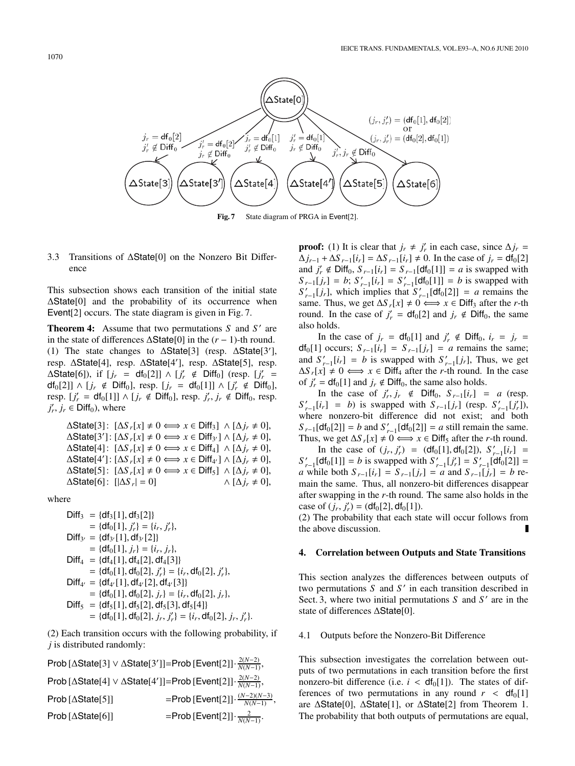**Fig. 7** State diagram of PRGA in Event[2].

### 3.3 Transitions of ΔState[0] on the Nonzero Bit Difference

This subsection shows each transition of the initial state ΔState[0] and the probability of its occurrence when Event[2] occurs. The state diagram is given in Fig. 7.

**Theorem 4:** Assume that two permutations $S$ and $S'$ are in the state of differences ΔState[0] in the $(r-1)$-th round.
(1) The state changes to ΔState[3] (resp. ΔState[3′], resp. ΔState[4], resp. ΔState[4′], resp. ΔState[5], resp. ΔState[6]), if $[j_r = \mathsf{df}_0[2]] \wedge [j'_r \notin \mathsf{Diff}_0]$ (resp. $[j'_r = \mathsf{df}_0[2]] \wedge [j_r \notin \mathsf{Diff}_0]$, resp. $[j_r = \mathsf{df}_0[1]] \wedge [j'_r \notin \mathsf{Diff}_0]$, resp. $[j'_r = \mathsf{df}_0[1]] \wedge [j_r \notin \mathsf{Diff}_0]$, resp. $j'_r, j_r \notin \mathsf{Diff}_0$, resp. $j'_r, j_r \in \mathsf{Diff}_0$), where

$$
\begin{aligned}
&\Delta\mathsf{State}[3]\colon\ [\Delta S_r[x] \neq 0 \iff x \in \mathsf{Diff}_3] \ \wedge [\Delta j_r \neq 0],\\
&\Delta\mathsf{State}[3']\colon [\Delta S_r[x] \neq 0 \iff x \in \mathsf{Diff}_{3'}] \wedge [\Delta j_r \neq 0],\\
&\Delta\mathsf{State}[4]\colon\ [\Delta S_r[x] \neq 0 \iff x \in \mathsf{Diff}_4] \ \wedge [\Delta j_r \neq 0],\\
&\Delta\mathsf{State}[4']\colon [\Delta S_r[x] \neq 0 \iff x \in \mathsf{Diff}_{4'}] \wedge [\Delta j_r \neq 0],\\
&\Delta\mathsf{State}[5]\colon\ [\Delta S_r[x] \neq 0 \iff x \in \mathsf{Diff}_5] \ \wedge [\Delta j_r \neq 0],\\
&\Delta\mathsf{State}[6]\colon\ [|\Delta S_r| = 0] \qquad\qquad\qquad \wedge [\Delta j_r \neq 0],
\end{aligned}
$$

where

$$
\begin{aligned}
\mathsf{Diff}_3 &= \{\mathsf{df}_3[1], \mathsf{df}_3[2]\}\\
&= \{\mathsf{df}_0[1], j'_r\} = \{i_r, j'_r\},\\
\mathsf{Diff}_{3'} &= \{\mathsf{df}_{3'}[1], \mathsf{df}_{3'}[2]\}\\
&= \{\mathsf{df}_0[1], j_r\} = \{i_r, j_r\},\\
\mathsf{Diff}_4 &= \{\mathsf{df}_4[1], \mathsf{df}_4[2], \mathsf{df}_4[3]\}\\
&= \{\mathsf{df}_0[1], \mathsf{df}_0[2], j'_r\} = \{i_r, \mathsf{df}_0[2], j'_r\},\\
\mathsf{Diff}_{4'} &= \{\mathsf{df}_{4'}[1], \mathsf{df}_{4'}[2], \mathsf{df}_{4'}[3]\}\\
&= \{\mathsf{df}_0[1], \mathsf{df}_0[2], j_r\} = \{i_r, \mathsf{df}_0[2], j_r\},\\
\mathsf{Diff}_5 &= \{\mathsf{df}_5[1], \mathsf{df}_5[2], \mathsf{df}_5[3], \mathsf{df}_5[4]\}\\
&= \{\mathsf{df}_0[1], \mathsf{df}_0[2], j_r, j'_r\} = \{i_r, \mathsf{df}_0[2], j_r, j'_r\}.
\end{aligned}
$$

(2) Each transition occurs with the following probability, if $j$ is distributed randomly:

$$
\begin{aligned}
&\mathsf{Prob}\,[\Delta\mathsf{State}[3] \vee \Delta\mathsf{State}[3']] = \mathsf{Prob}\,[\mathsf{Event}[2]] \cdot \tfrac{2(N-2)}{N(N-1)},\\
&\mathsf{Prob}\,[\Delta\mathsf{State}[4] \vee \Delta\mathsf{State}[4']] = \mathsf{Prob}\,[\mathsf{Event}[2]] \cdot \tfrac{2(N-2)}{N(N-1)},\\
&\mathsf{Prob}\,[\Delta\mathsf{State}[5]] = \mathsf{Prob}\,[\mathsf{Event}[2]] \cdot \tfrac{(N-2)(N-3)}{N(N-1)},\\
&\mathsf{Prob}\,[\Delta\mathsf{State}[6]] = \mathsf{Prob}\,[\mathsf{Event}[2]] \cdot \tfrac{2}{N(N-1)}.
\end{aligned}
$$

**proof:** (1) It is clear that $j_r \neq j'_r$ in each case, since $\Delta j_r = \Delta j_{r-1} + \Delta S_{r-1}[i_r] = \Delta S_{r-1}[i_r] \neq 0$. In the case of $j_r = \mathsf{df}_0[2]$ and $j'_r \notin \mathsf{Diff}_0$, $S_{r-1}[i_r] = S_{r-1}[\mathsf{df}_0[1]] = a$ is swapped with $S_{r-1}[j_r] = b$; $S'_{r-1}[i_r] = S'_{r-1}[\mathsf{df}_0[1]] = b$ is swapped with $S'_{r-1}[j_r]$, which implies that $S'_{r-1}[\mathsf{df}_0[2]] = a$ remains the same. Thus, we get $\Delta S_r[x] \neq 0 \iff x \in \mathsf{Diff}_3$ after the $r$-th round. In the case of $j'_r = \mathsf{df}_0[2]$ and $j_r \notin \mathsf{Diff}_0$, the same also holds.

In the case of $j_r = \mathsf{df}_0[1]$ and $j'_r \notin \mathsf{Diff}_0$, $i_r = j_r = \mathsf{df}_0[1]$ occurs; $S_{r-1}[i_r] = S_{r-1}[j_r] = a$ remains the same; and $S'_{r-1}[i_r] = b$ is swapped with $S'_{r-1}[j_r]$, Thus, we get $\Delta S_r[x] \neq 0 \iff x \in \mathsf{Diff}_4$ after the $r$-th round. In the case of $j'_r = \mathsf{df}_0[1]$ and $j_r \notin \mathsf{Diff}_0$, the same also holds.

In the case of $j'_r, j_r \notin \mathsf{Diff}_0$, $S_{r-1}[i_r] = a$ (resp. $S'_{r-1}[i_r] = b$) is swapped with $S_{r-1}[j_r]$ (resp. $S'_{r-1}[j'_r]$), where nonzero-bit difference did not exist; and both $S_{r-1}[\mathsf{df}_0[2]] = b$ and $S'_{r-1}[\mathsf{df}_0[2]] = a$ still remain the same. Thus, we get $\Delta S_r[x] \neq 0 \iff x \in \mathsf{Diff}_5$ after the $r$-th round.

In the case of $(j_r, j'_r) = (\mathsf{df}_0[1], \mathsf{df}_0[2])$, $S'_{r-1}[i_r] = S'_{r-1}[\mathsf{df}_0[1]] = b$ is swapped with $S'_{r-1}[j'_r] = S'_{r-1}[\mathsf{df}_0[2]] = a$ while both $S_{r-1}[i_r] = S_{r-1}[j_r] = a$ and $S_{r-1}[j_r] = b$ remain the same. Thus, all nonzero-bit differences disappear after swapping in the $r$-th round. The same also holds in the case of $(j_r, j'_r) = (\mathsf{df}_0[2], \mathsf{df}_0[1])$.
(2) The probability that each state will occur follows from the above discussion. ∎

## 4. Correlation between Outputs and State Transitions

This section analyzes the differences between outputs of two permutations $S$ and $S'$ in each transition described in Sect. 3, where two initial permutations $S$ and $S'$ are in the state of differences ΔState[0].

### 4.1 Outputs before the Nonzero-Bit Difference

This subsection investigates the correlation between outputs of two permutations in each transition before the first nonzero-bit difference (i.e. $i < \mathsf{df}_0[1]$). The states of differences of two permutations in any round $r < \mathsf{df}_0[1]$ are ΔState[0], ΔState[1], or ΔState[2] from Theorem 1. The probability that both outputs of permutations are equal,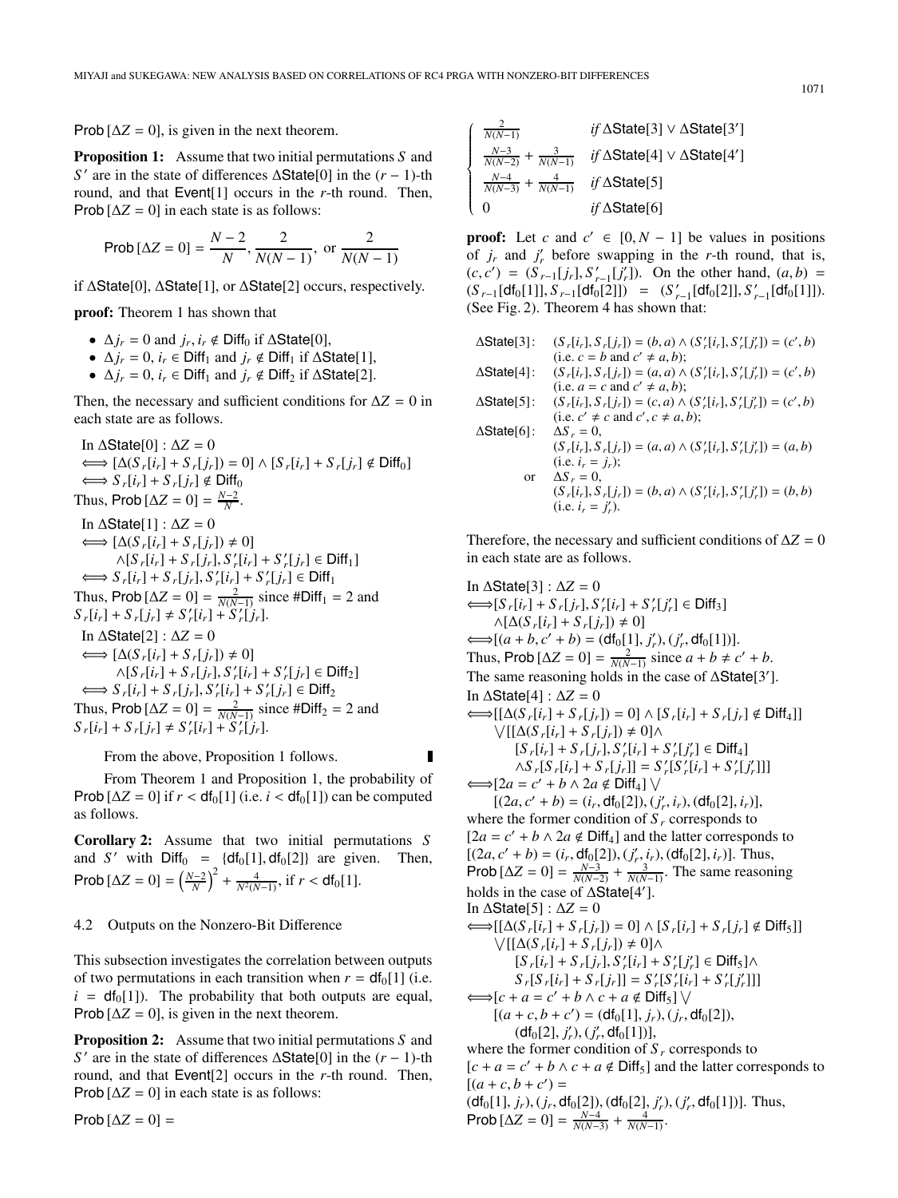$\mathsf{Prob}\,[\Delta Z = 0]$, is given in the next theorem.

**Proposition 1:** Assume that two initial permutations $S$ and $S'$ are in the state of differences $\Delta\mathsf{State}[0]$ in the $(r-1)$-th round, and that $\mathsf{Event}[1]$ occurs in the $r$-th round. Then, $\mathsf{Prob}\,[\Delta Z = 0]$ in each state is as follows:

$$\mathsf{Prob}\,[\Delta Z = 0] = \frac{N-2}{N},\ \frac{2}{N(N-1)},\ \text{or}\ \frac{2}{N(N-1)}$$

if $\Delta\mathsf{State}[0]$, $\Delta\mathsf{State}[1]$, or $\Delta\mathsf{State}[2]$ occurs, respectively.

**proof:** Theorem 1 has shown that

- $\Delta j_r = 0$ and $j_r, i_r \notin \mathsf{Diff}_0$ if $\Delta\mathsf{State}[0]$,
- $\Delta j_r = 0$, $i_r \in \mathsf{Diff}_1$ and $j_r \notin \mathsf{Diff}_1$ if $\Delta\mathsf{State}[1]$,
- $\Delta j_r = 0$, $i_r \in \mathsf{Diff}_1$ and $j_r \notin \mathsf{Diff}_2$ if $\Delta\mathsf{State}[2]$.

Then, the necessary and sufficient conditions for $\Delta Z = 0$ in each state are as follows.

In $\Delta\mathsf{State}[0]$ : $\Delta Z = 0$
$\iff [\Delta(S_r[i_r] + S_r[j_r]) = 0] \wedge [S_r[i_r] + S_r[j_r] \notin \mathsf{Diff}_0]$
$\iff S_r[i_r] + S_r[j_r] \notin \mathsf{Diff}_0$
Thus, $\mathsf{Prob}\,[\Delta Z = 0] = \frac{N-2}{N}$.

In $\Delta\mathsf{State}[1]$ : $\Delta Z = 0$
$\iff [\Delta(S_r[i_r] + S_r[j_r]) \neq 0]$
$\quad \wedge [S_r[i_r] + S_r[j_r], S'_r[i_r] + S'_r[j_r] \in \mathsf{Diff}_1]$
$\iff S_r[i_r] + S_r[j_r], S'_r[i_r] + S'_r[j_r] \in \mathsf{Diff}_1$
Thus, $\mathsf{Prob}\,[\Delta Z = 0] = \frac{2}{N(N-1)}$ since $\#\mathsf{Diff}_1 = 2$ and $S_r[i_r] + S_r[j_r] \neq S'_r[i_r] + S'_r[j_r]$.

In $\Delta\mathsf{State}[2]$ : $\Delta Z = 0$
$\iff [\Delta(S_r[i_r] + S_r[j_r]) \neq 0]$
$\quad \wedge [S_r[i_r] + S_r[j_r], S'_r[i_r] + S'_r[j_r] \in \mathsf{Diff}_2]$
$\iff S_r[i_r] + S_r[j_r], S'_r[i_r] + S'_r[j_r] \in \mathsf{Diff}_2$
Thus, $\mathsf{Prob}\,[\Delta Z = 0] = \frac{2}{N(N-1)}$ since $\#\mathsf{Diff}_2 = 2$ and $S_r[i_r] + S_r[j_r] \neq S'_r[i_r] + S'_r[j_r]$.

From the above, Proposition 1 follows. ∎

From Theorem 1 and Proposition 1, the probability of $\mathsf{Prob}\,[\Delta Z = 0]$ if $r < \mathsf{df}_0[1]$ (i.e. $i < \mathsf{df}_0[1]$) can be computed as follows.

**Corollary 2:** Assume that two initial permutations $S$ and $S'$ with $\mathsf{Diff}_0 = \{\mathsf{df}_0[1], \mathsf{df}_0[2]\}$ are given. Then, $\mathsf{Prob}\,[\Delta Z = 0] = \left(\frac{N-2}{N}\right)^2 + \frac{4}{N^2(N-1)}$, if $r < \mathsf{df}_0[1]$.

### 4.2 Outputs on the Nonzero-Bit Difference

This subsection investigates the correlation between outputs of two permutations in each transition when $r = \mathsf{df}_0[1]$ (i.e. $i = \mathsf{df}_0[1]$). The probability that both outputs are equal, $\mathsf{Prob}\,[\Delta Z = 0]$, is given in the next theorem.

**Proposition 2:** Assume that two initial permutations $S$ and $S'$ are in the state of differences $\Delta\mathsf{State}[0]$ in the $(r-1)$-th round, and that $\mathsf{Event}[2]$ occurs in the $r$-th round. Then, $\mathsf{Prob}\,[\Delta Z = 0]$ in each state is as follows:

$$\mathsf{Prob}\,[\Delta Z = 0] = \begin{cases} \frac{2}{N(N-1)} & \text{if } \Delta\mathsf{State}[3] \vee \Delta\mathsf{State}[3'] \\ \frac{N-3}{N(N-2)} + \frac{3}{N(N-1)} & \text{if } \Delta\mathsf{State}[4] \vee \Delta\mathsf{State}[4'] \\ \frac{N-4}{N(N-3)} + \frac{4}{N(N-1)} & \text{if } \Delta\mathsf{State}[5] \\ 0 & \text{if } \Delta\mathsf{State}[6] \end{cases}$$

**proof:** Let $c$ and $c' \in [0, N-1]$ be values in positions of $j_r$ and $j'_r$ before swapping in the $r$-th round, that is, $(c, c') = (S_{r-1}[j_r], S'_{r-1}[j'_r])$. On the other hand, $(a, b) = (S_{r-1}[\mathsf{df}_0[1]], S_{r-1}[\mathsf{df}_0[2]]) = (S'_{r-1}[\mathsf{df}_0[2]], S'_{r-1}[\mathsf{df}_0[1]])$. (See Fig. 2). Theorem 4 has shown that:

$\Delta\mathsf{State}[3]$: $(S_r[i_r], S_r[j_r]) = (b, a) \wedge (S'_r[i_r], S'_r[j'_r]) = (c', b)$ (i.e. $c = b$ and $c' \neq a, b$);
$\Delta\mathsf{State}[4]$: $(S_r[i_r], S_r[j_r]) = (a, a) \wedge (S'_r[i_r], S'_r[j'_r]) = (c', b)$ (i.e. $a = c$ and $c' \neq a, b$);
$\Delta\mathsf{State}[5]$: $(S_r[i_r], S_r[j_r]) = (c, a) \wedge (S'_r[i_r], S'_r[j'_r]) = (c', b)$ (i.e. $c' \neq c$ and $c', c \neq a, b$);
$\Delta\mathsf{State}[6]$: $\Delta S_r = 0$, $(S_r[i_r], S_r[j_r]) = (a, a) \wedge (S'_r[i_r], S'_r[j'_r]) = (a, b)$ (i.e. $i_r = j_r$);
or $\Delta S_r = 0$, $(S_r[i_r], S_r[j_r]) = (b, a) \wedge (S'_r[i_r], S'_r[j'_r]) = (b, b)$ (i.e. $i_r = j'_r$).

Therefore, the necessary and sufficient conditions of $\Delta Z = 0$ in each state are as follows.

In $\Delta\mathsf{State}[3]$ : $\Delta Z = 0$
$\iff [S_r[i_r] + S_r[j_r], S'_r[i_r] + S'_r[j'_r] \in \mathsf{Diff}_3]$
$\quad \wedge [\Delta(S_r[i_r] + S_r[j_r]) \neq 0]$
$\iff [(a + b, c' + b) = (\mathsf{df}_0[1], j'_r), (j'_r, \mathsf{df}_0[1])]$.
Thus, $\mathsf{Prob}\,[\Delta Z = 0] = \frac{2}{N(N-1)}$ since $a + b \neq c' + b$.
The same reasoning holds in the case of $\Delta\mathsf{State}[3']$.

In $\Delta\mathsf{State}[4]$ : $\Delta Z = 0$
$\iff [[\Delta(S_r[i_r] + S_r[j_r]) = 0] \wedge [S_r[i_r] + S_r[j_r] \notin \mathsf{Diff}_4]]$
$\quad \bigvee [[\Delta(S_r[i_r] + S_r[j_r]) \neq 0] \wedge$
$\quad\quad [S_r[i_r] + S_r[j_r], S'_r[i_r] + S'_r[j'_r] \in \mathsf{Diff}_4]$
$\quad\quad \wedge S_r[S_r[i_r] + S_r[j_r]] = S'_r[S'_r[i_r] + S'_r[j'_r]]]$
$\iff [2a = c' + b \wedge 2a \notin \mathsf{Diff}_4] \bigvee$
$\quad [(2a, c' + b) = (i_r, \mathsf{df}_0[2]), (j'_r, i_r), (\mathsf{df}_0[2], i_r)]$,
where the former condition of $S_r$ corresponds to $[2a = c' + b \wedge 2a \notin \mathsf{Diff}_4]$ and the latter corresponds to $[(2a, c' + b) = (i_r, \mathsf{df}_0[2]), (j'_r, i_r), (\mathsf{df}_0[2], i_r)]$. Thus, $\mathsf{Prob}\,[\Delta Z = 0] = \frac{N-3}{N(N-2)} + \frac{3}{N(N-1)}$. The same reasoning holds in the case of $\Delta\mathsf{State}[4']$.

In $\Delta\mathsf{State}[5]$ : $\Delta Z = 0$
$\iff [[\Delta(S_r[i_r] + S_r[j_r]) = 0] \wedge [S_r[i_r] + S_r[j_r] \notin \mathsf{Diff}_5]]$
$\quad \bigvee [[\Delta(S_r[i_r] + S_r[j_r]) \neq 0] \wedge$
$\quad\quad [S_r[i_r] + S_r[j_r], S'_r[i_r] + S'_r[j'_r] \in \mathsf{Diff}_5] \wedge$
$\quad\quad S_r[S_r[i_r] + S_r[j_r]] = S'_r[S'_r[i_r] + S'_r[j'_r]]]$
$\iff [c + a = c' + b \wedge c + a \notin \mathsf{Diff}_5] \bigvee$
$\quad [(a + c, b + c') = (\mathsf{df}_0[1], j_r), (j_r, \mathsf{df}_0[2]),$
$\quad\quad (\mathsf{df}_0[2], j'_r), (j'_r, \mathsf{df}_0[1])]$,
where the former condition of $S_r$ corresponds to $[c + a = c' + b \wedge c + a \notin \mathsf{Diff}_5]$ and the latter corresponds to $[(a + c, b + c') = (\mathsf{df}_0[1], j_r), (j_r, \mathsf{df}_0[2]), (\mathsf{df}_0[2], j'_r), (j'_r, \mathsf{df}_0[1])]$. Thus, $\mathsf{Prob}\,[\Delta Z = 0] = \frac{N-4}{N(N-3)} + \frac{4}{N(N-1)}$.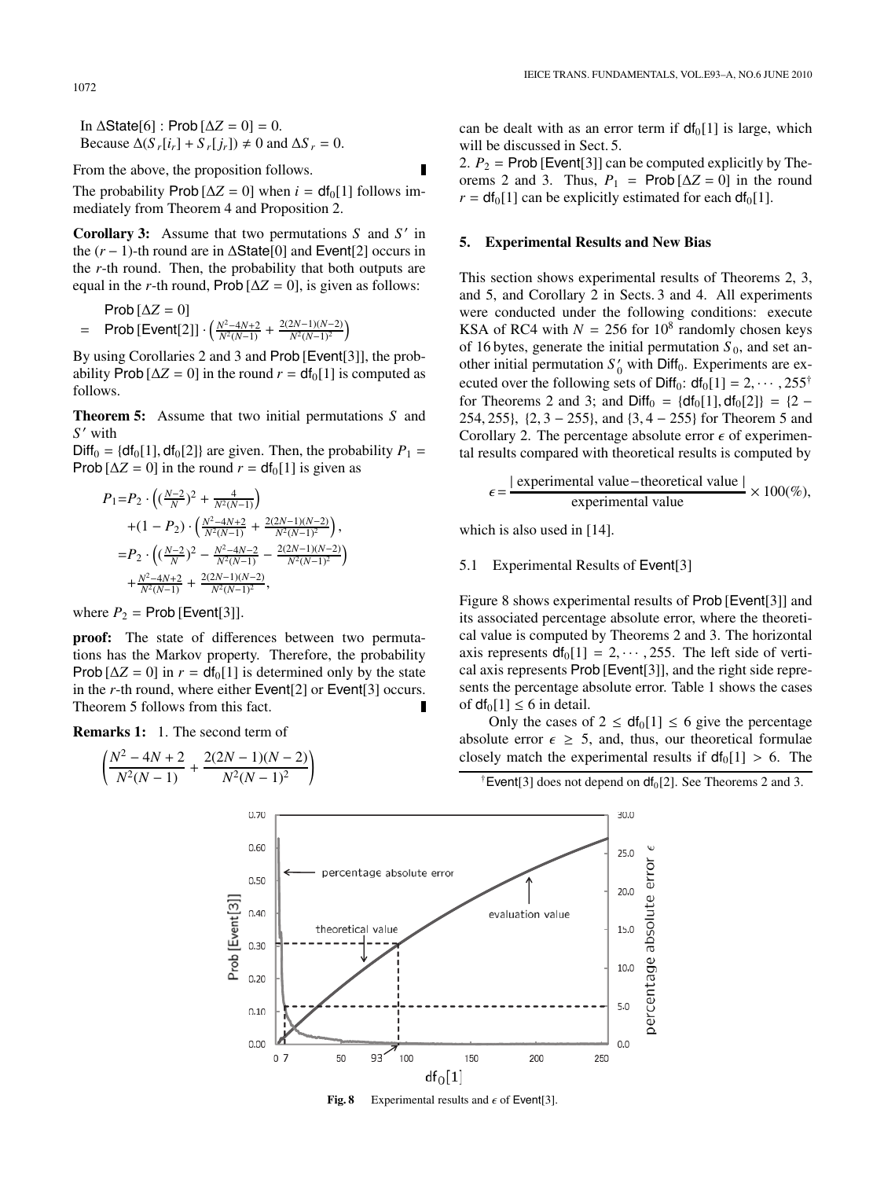In $\Delta$State[6] : Prob $[\Delta Z = 0] = 0$.
Because $\Delta(S_r[i_r] + S_r[j_r]) \neq 0$ and $\Delta S_r = 0$.

From the above, the proposition follows. ∎

The probability Prob $[\Delta Z = 0]$ when $i = \mathsf{df}_0[1]$ follows immediately from Theorem 4 and Proposition 2.

**Corollary 3:** Assume that two permutations $S$ and $S'$ in the $(r-1)$-th round are in $\Delta$State[0] and Event[2] occurs in the $r$-th round. Then, the probability that both outputs are equal in the $r$-th round, Prob $[\Delta Z = 0]$, is given as follows:

$$\begin{aligned} &\text{Prob}\,[\Delta Z = 0] \\ = \;& \text{Prob}\,[\text{Event}[2]] \cdot \left( \tfrac{N^2-4N+2}{N^2(N-1)} + \tfrac{2(2N-1)(N-2)}{N^2(N-1)^2} \right) \end{aligned}$$

By using Corollaries 2 and 3 and Prob [Event[3]], the probability Prob $[\Delta Z = 0]$ in the round $r = \mathsf{df}_0[1]$ is computed as follows.

**Theorem 5:** Assume that two initial permutations $S$ and $S'$ with
$\mathsf{Diff}_0 = \{\mathsf{df}_0[1], \mathsf{df}_0[2]\}$ are given. Then, the probability $P_1 =$ Prob $[\Delta Z = 0]$ in the round $r = \mathsf{df}_0[1]$ is given as

$$\begin{aligned} P_1 =& P_2 \cdot \left( (\tfrac{N-2}{N})^2 + \tfrac{4}{N^2(N-1)} \right) \\ &+ (1 - P_2) \cdot \left( \tfrac{N^2-4N+2}{N^2(N-1)} + \tfrac{2(2N-1)(N-2)}{N^2(N-1)^2} \right), \\ =& P_2 \cdot \left( (\tfrac{N-2}{N})^2 - \tfrac{N^2-4N-2}{N^2(N-1)} - \tfrac{2(2N-1)(N-2)}{N^2(N-1)^2} \right) \\ &+ \tfrac{N^2-4N+2}{N^2(N-1)} + \tfrac{2(2N-1)(N-2)}{N^2(N-1)^2}, \end{aligned}$$

where $P_2 =$ Prob [Event[3]].

**proof:** The state of differences between two permutations has the Markov property. Therefore, the probability Prob $[\Delta Z = 0]$ in $r = \mathsf{df}_0[1]$ is determined only by the state in the $r$-th round, where either Event[2] or Event[3] occurs. Theorem 5 follows from this fact. ∎

**Remarks 1:** 1. The second term of

$$\left( \frac{N^2 - 4N + 2}{N^2(N-1)} + \frac{2(2N-1)(N-2)}{N^2(N-1)^2} \right)$$

can be dealt with as an error term if $\mathsf{df}_0[1]$ is large, which will be discussed in Sect. 5.

2. $P_2 =$ Prob [Event[3]] can be computed explicitly by Theorems 2 and 3. Thus, $P_1 =$ Prob $[\Delta Z = 0]$ in the round $r = \mathsf{df}_0[1]$ can be explicitly estimated for each $\mathsf{df}_0[1]$.

## 5. Experimental Results and New Bias

This section shows experimental results of Theorems 2, 3, and 5, and Corollary 2 in Sects. 3 and 4. All experiments were conducted under the following conditions: execute KSA of RC4 with $N = 256$ for $10^8$ randomly chosen keys of 16 bytes, generate the initial permutation $S_0$, and set another initial permutation $S'_0$ with $\mathsf{Diff}_0$. Experiments are executed over the following sets of $\mathsf{Diff}_0$: $\mathsf{df}_0[1] = 2, \cdots, 255$[†] for Theorems 2 and 3; and $\mathsf{Diff}_0 = \{\mathsf{df}_0[1], \mathsf{df}_0[2]\} = \{2 - 254, 255\}$, $\{2, 3 - 255\}$, and $\{3, 4 - 255\}$ for Theorem 5 and Corollary 2. The percentage absolute error $\epsilon$ of experimental results compared with theoretical results is computed by

$$\epsilon = \frac{|\text{ experimental value} - \text{theoretical value }|}{\text{experimental value}} \times 100(\%),$$

which is also used in [14].

### 5.1 Experimental Results of Event[3]

Figure 8 shows experimental results of Prob [Event[3]] and its associated percentage absolute error, where the theoretical value is computed by Theorems 2 and 3. The horizontal axis represents $\mathsf{df}_0[1] = 2, \cdots, 255$. The left side of vertical axis represents Prob [Event[3]], and the right side represents the percentage absolute error. Table 1 shows the cases of $\mathsf{df}_0[1] \leq 6$ in detail.

Only the cases of $2 \leq \mathsf{df}_0[1] \leq 6$ give the percentage absolute error $\epsilon \geq 5$, and, thus, our theoretical formulae closely match the experimental results if $\mathsf{df}_0[1] > 6$. The

[†] Event[3] does not depend on $\mathsf{df}_0[2]$. See Theorems 2 and 3.

**Fig. 8** Experimental results and $\epsilon$ of Event[3].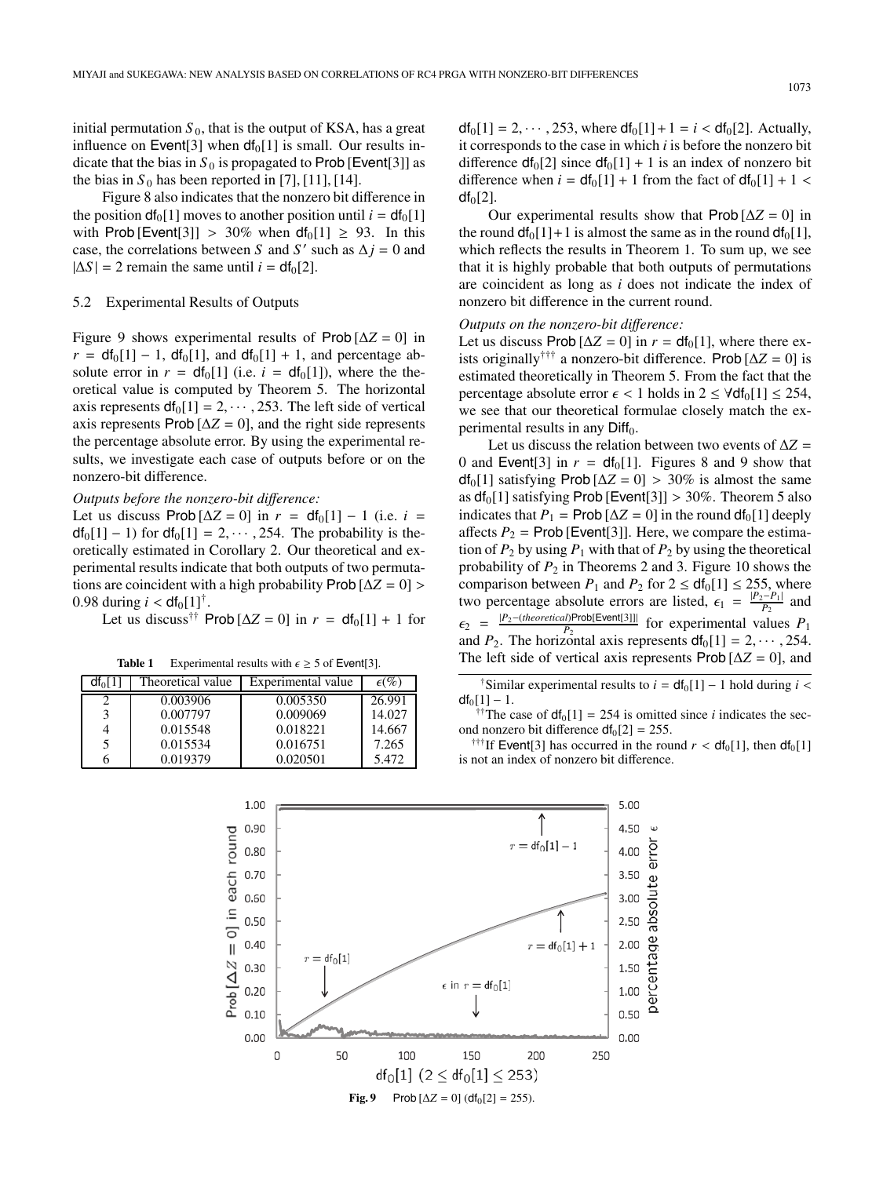initial permutation $S_0$, that is the output of KSA, has a great influence on Event[3] when $\mathsf{df}_0[1]$ is small. Our results indicate that the bias in $S_0$ is propagated to Prob [Event[3]] as the bias in $S_0$ has been reported in [7], [11], [14].

Figure 8 also indicates that the nonzero bit difference in the position $\mathsf{df}_0[1]$ moves to another position until $i = \mathsf{df}_0[1]$ with Prob [Event[3]] $> 30\%$ when $\mathsf{df}_0[1] \geq 93$. In this case, the correlations between $S$ and $S'$ such as $\Delta j = 0$ and $|\Delta S| = 2$ remain the same until $i = \mathsf{df}_0[2]$.

### 5.2 Experimental Results of Outputs

Figure 9 shows experimental results of Prob $[\Delta Z = 0]$ in $r = \mathsf{df}_0[1] - 1$, $\mathsf{df}_0[1]$, and $\mathsf{df}_0[1] + 1$, and percentage absolute error in $r = \mathsf{df}_0[1]$ (i.e. $i = \mathsf{df}_0[1]$), where the theoretical value is computed by Theorem 5. The horizontal axis represents $\mathsf{df}_0[1] = 2, \cdots, 253$. The left side of vertical axis represents Prob $[\Delta Z = 0]$, and the right side represents the percentage absolute error. By using the experimental results, we investigate each case of outputs before or on the nonzero-bit difference.

*Outputs before the nonzero-bit difference:*
Let us discuss Prob $[\Delta Z = 0]$ in $r = \mathsf{df}_0[1] - 1$ (i.e. $i = \mathsf{df}_0[1] - 1$) for $\mathsf{df}_0[1] = 2, \cdots, 254$. The probability is theoretically estimated in Corollary 2. Our theoretical and experimental results indicate that both outputs of two permutations are coincident with a high probability Prob $[\Delta Z = 0] > 0.98$ during $i < \mathsf{df}_0[1]$[†].

Let us discuss[††] Prob $[\Delta Z = 0]$ in $r = \mathsf{df}_0[1] + 1$ for $\mathsf{df}_0[1] = 2, \cdots, 253$, where $\mathsf{df}_0[1] + 1 = i < \mathsf{df}_0[2]$. Actually, it corresponds to the case in which $i$ is before the nonzero bit difference $\mathsf{df}_0[2]$ since $\mathsf{df}_0[1] + 1$ is an index of nonzero bit difference when $i = \mathsf{df}_0[1] + 1$ from the fact of $\mathsf{df}_0[1] + 1 < \mathsf{df}_0[2]$.

Our experimental results show that Prob $[\Delta Z = 0]$ in the round $\mathsf{df}_0[1] + 1$ is almost the same as in the round $\mathsf{df}_0[1]$, which reflects the results in Theorem 1. To sum up, we see that it is highly probable that both outputs of permutations are coincident as long as $i$ does not indicate the index of nonzero bit difference in the current round.

*Outputs on the nonzero-bit difference:*
Let us discuss Prob $[\Delta Z = 0]$ in $r = \mathsf{df}_0[1]$, where there exists originally[†††] a nonzero-bit difference. Prob $[\Delta Z = 0]$ is estimated theoretically in Theorem 5. From the fact that the percentage absolute error $\epsilon < 1$ holds in $2 \leq \forall \mathsf{df}_0[1] \leq 254$, we see that our theoretical formulae closely match the experimental results in any $\mathsf{Diff}_0$.

Let us discuss the relation between two events of $\Delta Z = 0$ and Event[3] in $r = \mathsf{df}_0[1]$. Figures 8 and 9 show that $\mathsf{df}_0[1]$ satisfying Prob $[\Delta Z = 0] > 30\%$ is almost the same as $\mathsf{df}_0[1]$ satisfying Prob [Event[3]] $> 30\%$. Theorem 5 also indicates that $P_1 = $ Prob $[\Delta Z = 0]$ in the round $\mathsf{df}_0[1]$ deeply affects $P_2 = $ Prob [Event[3]]. Here, we compare the estimation of $P_2$ by using $P_1$ with that of $P_2$ by using the theoretical probability of $P_2$ in Theorems 2 and 3. Figure 10 shows the comparison between $P_1$ and $P_2$ for $2 \leq \mathsf{df}_0[1] \leq 255$, where two percentage absolute errors are listed, $\epsilon_1 = \frac{|P_2 - P_1|}{P_2}$ and $\epsilon_2 = \frac{|P_2 - (theoretical)\text{Prob[Event[3]]}|}{P_2}$ for experimental values $P_1$ and $P_2$. The horizontal axis represents $\mathsf{df}_0[1] = 2, \cdots, 254$. The left side of vertical axis represents Prob $[\Delta Z = 0]$, and

**Table 1** Experimental results with $\epsilon \geq 5$ of Event[3].

| $\mathsf{df}_0[1]$ | Theoretical value | Experimental value | $\epsilon(\%)$ |
|---|---|---|---|
| 2 | 0.003906 | 0.005350 | 26.991 |
| 3 | 0.007797 | 0.009069 | 14.027 |
| 4 | 0.015548 | 0.018221 | 14.667 |
| 5 | 0.015534 | 0.016751 | 7.265 |
| 6 | 0.019379 | 0.020501 | 5.472 |

[†] Similar experimental results to $i = \mathsf{df}_0[1] - 1$ hold during $i < \mathsf{df}_0[1] - 1$.

[††] The case of $\mathsf{df}_0[1] = 254$ is omitted since $i$ indicates the second nonzero bit difference $\mathsf{df}_0[2] = 255$.

[†††] If Event[3] has occurred in the round $r < \mathsf{df}_0[1]$, then $\mathsf{df}_0[1]$ is not an index of nonzero bit difference.

**Fig. 9** Prob $[\Delta Z = 0]$ ($\mathsf{df}_0[2] = 255$).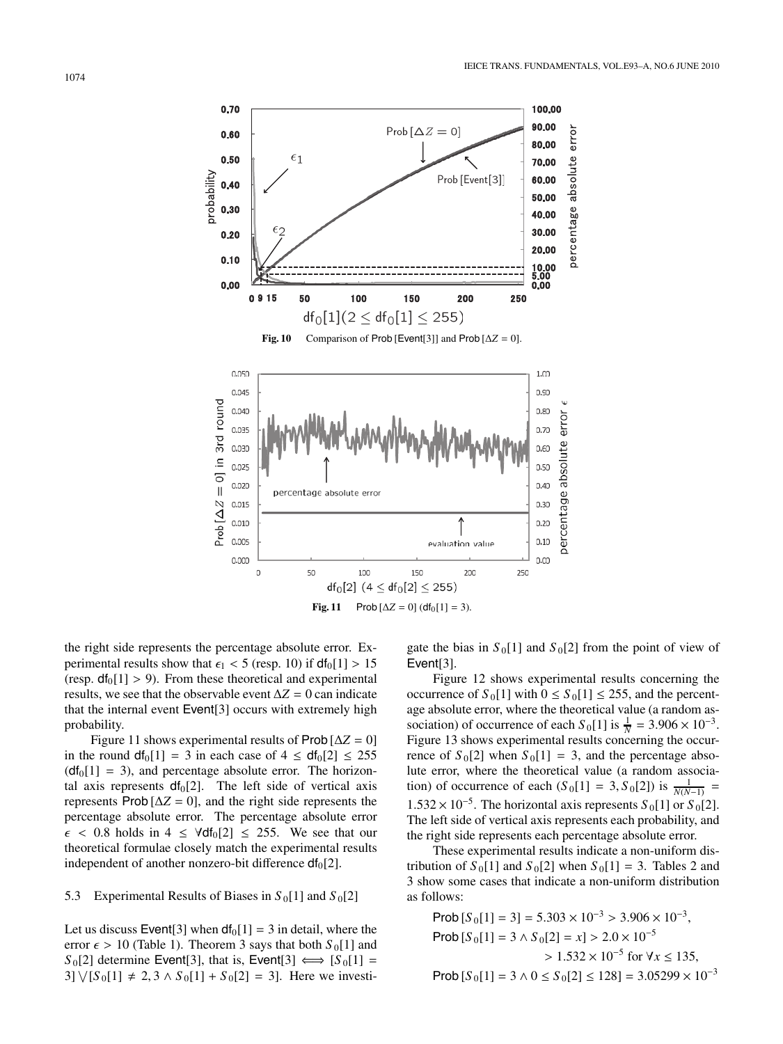**Fig. 10** Comparison of Prob [Event[3]] and Prob [$\Delta Z = 0$].

**Fig. 11** Prob [$\Delta Z = 0$] ($\mathsf{df}_0[1] = 3$).

the right side represents the percentage absolute error. Experimental results show that $\epsilon_1 < 5$ (resp. 10) if $\mathsf{df}_0[1] > 15$ (resp. $\mathsf{df}_0[1] > 9$). From these theoretical and experimental results, we see that the observable event $\Delta Z = 0$ can indicate that the internal event Event[3] occurs with extremely high probability.

Figure 11 shows experimental results of Prob [$\Delta Z = 0$] in the round $\mathsf{df}_0[1] = 3$ in each case of $4 \leq \mathsf{df}_0[2] \leq 255$ ($\mathsf{df}_0[1] = 3$), and percentage absolute error. The horizontal axis represents $\mathsf{df}_0[2]$. The left side of vertical axis represents Prob [$\Delta Z = 0$], and the right side represents the percentage absolute error. The percentage absolute error $\epsilon < 0.8$ holds in $4 \leq \forall \mathsf{df}_0[2] \leq 255$. We see that our theoretical formulae closely match the experimental results independent of another nonzero-bit difference $\mathsf{df}_0[2]$.

### 5.3 Experimental Results of Biases in $S_0[1]$ and $S_0[2]$

Let us discuss Event[3] when $\mathsf{df}_0[1] = 3$ in detail, where the error $\epsilon > 10$ (Table 1). Theorem 3 says that both $S_0[1]$ and $S_0[2]$ determine Event[3], that is, Event[3] $\Longleftrightarrow$ $[S_0[1] = 3] \bigvee [S_0[1] \neq 2, 3 \wedge S_0[1] + S_0[2] = 3]$. Here we investigate the bias in $S_0[1]$ and $S_0[2]$ from the point of view of Event[3].

Figure 12 shows experimental results concerning the occurrence of $S_0[1]$ with $0 \leq S_0[1] \leq 255$, and the percentage absolute error, where the theoretical value (a random association) of occurrence of each $S_0[1]$ is $\frac{1}{N} = 3.906 \times 10^{-3}$. Figure 13 shows experimental results concerning the occurrence of $S_0[2]$ when $S_0[1] = 3$, and the percentage absolute error, where the theoretical value (a random association) of occurrence of each $(S_0[1] = 3, S_0[2])$ is $\frac{1}{N(N-1)} = 1.532 \times 10^{-5}$. The horizontal axis represents $S_0[1]$ or $S_0[2]$. The left side of vertical axis represents each probability, and the right side represents each percentage absolute error.

These experimental results indicate a non-uniform distribution of $S_0[1]$ and $S_0[2]$ when $S_0[1] = 3$. Tables 2 and 3 show some cases that indicate a non-uniform distribution as follows:

$$\text{Prob}\,[S_0[1] = 3] = 5.303 \times 10^{-3} > 3.906 \times 10^{-3},$$

$$\text{Prob}\,[S_0[1] = 3 \wedge S_0[2] = x] > 2.0 \times 10^{-5} > 1.532 \times 10^{-5} \text{ for } \forall x \leq 135,$$

$$\text{Prob}\,[S_0[1] = 3 \wedge 0 \leq S_0[2] \leq 128] = 3.05299 \times 10^{-3}$$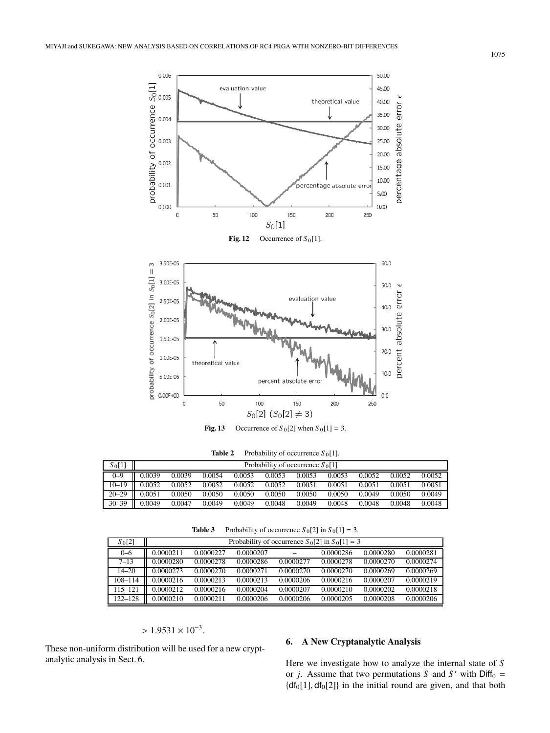Fig. 12 Occurrence of $S_0[1]$.

Fig. 13 Occurrence of $S_0[2]$ when $S_0[1] = 3$.

**Table 2** Probability of occurrence $S_0[1]$.

| $S_0[1]$ | Probability of occurrence $S_0[1]$ | | | | | | | | | |
|---|---|---|---|---|---|---|---|---|---|---|
| 0–9 | 0.0039 | 0.0039 | 0.0054 | 0.0053 | 0.0053 | 0.0053 | 0.0053 | 0.0052 | 0.0052 | 0.0052 |
| 10–19 | 0.0052 | 0.0052 | 0.0052 | 0.0052 | 0.0052 | 0.0051 | 0.0051 | 0.0051 | 0.0051 | 0.0051 |
| 20–29 | 0.0051 | 0.0050 | 0.0050 | 0.0050 | 0.0050 | 0.0050 | 0.0050 | 0.0049 | 0.0050 | 0.0049 |
| 30–39 | 0.0049 | 0.0047 | 0.0049 | 0.0049 | 0.0048 | 0.0049 | 0.0048 | 0.0048 | 0.0048 | 0.0048 |

**Table 3** Probability of occurrence $S_0[2]$ in $S_0[1] = 3$.

| $S_0[2]$ | Probability of occurrence $S_0[2]$ in $S_0[1] = 3$ | | | | | | |
|---|---|---|---|---|---|---|---|
| 0–6 | 0.0000211 | 0.0000227 | 0.0000207 | – | 0.0000286 | 0.0000280 | 0.0000281 |
| 7–13 | 0.0000280 | 0.0000278 | 0.0000286 | 0.0000277 | 0.0000278 | 0.0000270 | 0.0000274 |
| 14–20 | 0.0000273 | 0.0000270 | 0.0000271 | 0.0000270 | 0.0000270 | 0.0000269 | 0.0000269 |
| 108–114 | 0.0000216 | 0.0000213 | 0.0000213 | 0.0000206 | 0.0000216 | 0.0000207 | 0.0000219 |
| 115–121 | 0.0000212 | 0.0000216 | 0.0000204 | 0.0000207 | 0.0000210 | 0.0000202 | 0.0000218 |
| 122–128 | 0.0000210 | 0.0000211 | 0.0000206 | 0.0000206 | 0.0000205 | 0.0000208 | 0.0000206 |

$$> 1.9531 \times 10^{-3}.$$

These non-uniform distribution will be used for a new cryptanalytic analysis in Sect. 6.

## 6. A New Cryptanalytic Analysis

Here we investigate how to analyze the internal state of $S$ or $j$. Assume that two permutations $S$ and $S'$ with $\mathsf{Diff}_0 = \{\mathsf{df}_0[1], \mathsf{df}_0[2]\}$ in the initial round are given, and that both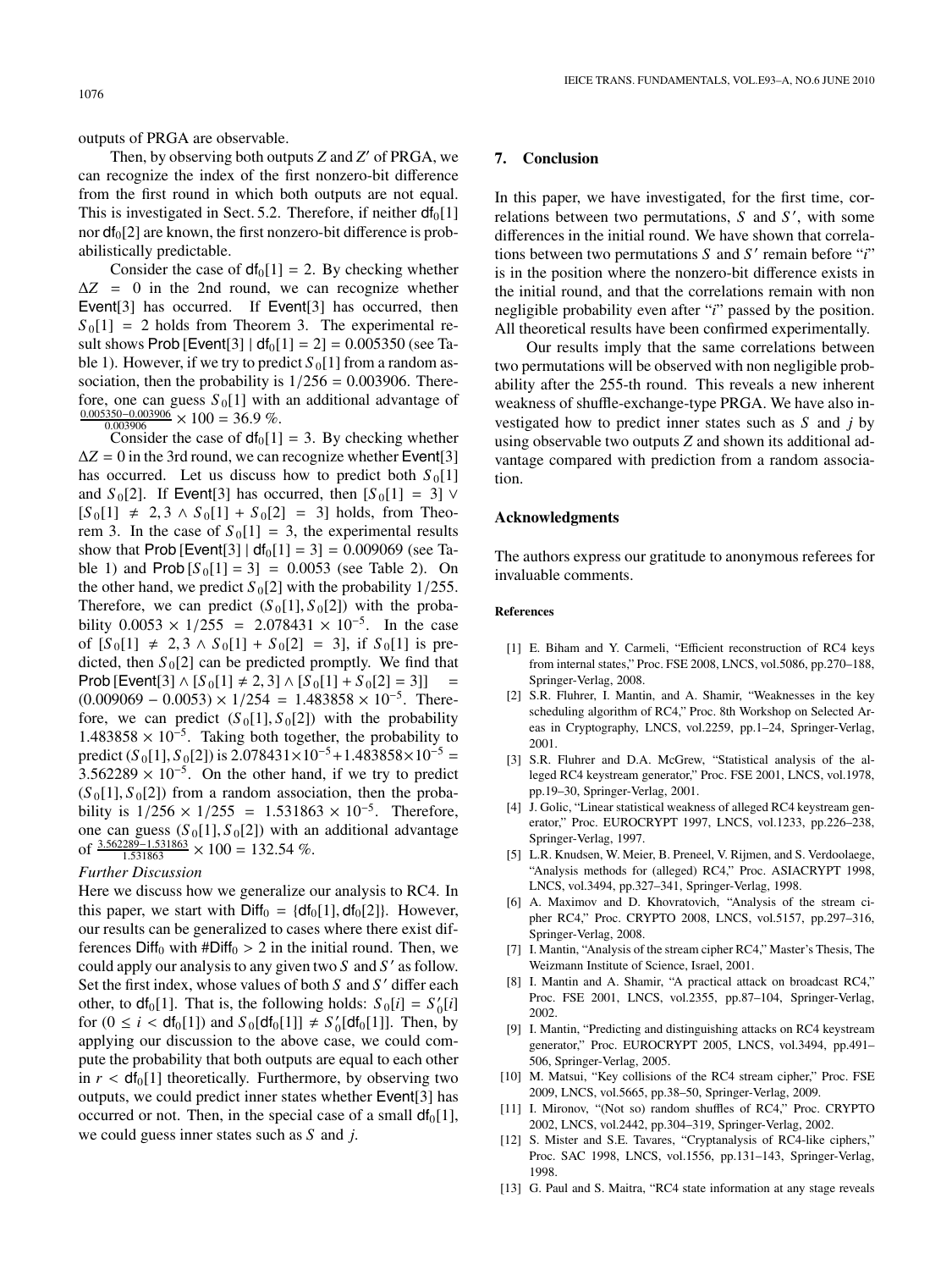outputs of PRGA are observable.

Then, by observing both outputs $Z$ and $Z'$ of PRGA, we can recognize the index of the first nonzero-bit difference from the first round in which both outputs are not equal. This is investigated in Sect. 5.2. Therefore, if neither $\mathsf{df}_0[1]$ nor $\mathsf{df}_0[2]$ are known, the first nonzero-bit difference is probabilistically predictable.

Consider the case of $\mathsf{df}_0[1] = 2$. By checking whether $\Delta Z = 0$ in the 2nd round, we can recognize whether Event[3] has occurred. If Event[3] has occurred, then $S_0[1] = 2$ holds from Theorem 3. The experimental result shows Prob [Event[3] | $\mathsf{df}_0[1] = 2$] = 0.005350 (see Table 1). However, if we try to predict $S_0[1]$ from a random association, then the probability is $1/256 = 0.003906$. Therefore, one can guess $S_0[1]$ with an additional advantage of $\frac{0.005350-0.003906}{0.003906} \times 100 = 36.9$ %.

Consider the case of $\mathsf{df}_0[1] = 3$. By checking whether $\Delta Z = 0$ in the 3rd round, we can recognize whether Event[3] has occurred. Let us discuss how to predict both $S_0[1]$ and $S_0[2]$. If Event[3] has occurred, then $[S_0[1] = 3] \vee [S_0[1] \neq 2, 3 \wedge S_0[1] + S_0[2] = 3]$ holds, from Theorem 3. In the case of $S_0[1] = 3$, the experimental results show that Prob [Event[3] | $\mathsf{df}_0[1] = 3$] = 0.009069 (see Table 1) and Prob $[S_0[1] = 3] = 0.0053$ (see Table 2). On the other hand, we predict $S_0[2]$ with the probability $1/255$. Therefore, we can predict $(S_0[1], S_0[2])$ with the probability $0.0053 \times 1/255 = 2.078431 \times 10^{-5}$. In the case of $[S_0[1] \neq 2, 3 \wedge S_0[1] + S_0[2] = 3]$, if $S_0[1]$ is predicted, then $S_0[2]$ can be predicted promptly. We find that Prob [Event[3] $\wedge$ $[S_0[1] \neq 2, 3] \wedge [S_0[1] + S_0[2] = 3]$] $= (0.009069 - 0.0053) \times 1/254 = 1.483858 \times 10^{-5}$. Therefore, we can predict $(S_0[1], S_0[2])$ with the probability $1.483858 \times 10^{-5}$. Taking both together, the probability to predict $(S_0[1], S_0[2])$ is $2.078431\times10^{-5}+1.483858\times10^{-5} = 3.562289 \times 10^{-5}$. On the other hand, if we try to predict $(S_0[1], S_0[2])$ from a random association, then the probability is $1/256 \times 1/255 = 1.531863 \times 10^{-5}$. Therefore, one can guess $(S_0[1], S_0[2])$ with an additional advantage of $\frac{3.562289-1.531863}{1.531863} \times 100 = 132.54$ %.

*Further Discussion*

Here we discuss how we generalize our analysis to RC4. In this paper, we start with $\mathsf{Diff}_0 = \{\mathsf{df}_0[1], \mathsf{df}_0[2]\}$. However, our results can be generalized to cases where there exist differences $\mathsf{Diff}_0$ with $\#\mathsf{Diff}_0 > 2$ in the initial round. Then, we could apply our analysis to any given two $S$ and $S'$ as follow. Set the first index, whose values of both $S$ and $S'$ differ each other, to $\mathsf{df}_0[1]$. That is, the following holds: $S_0[i] = S'_0[i]$ for $(0 \leq i < \mathsf{df}_0[1])$ and $S_0[\mathsf{df}_0[1]] \neq S'_0[\mathsf{df}_0[1]]$. Then, by applying our discussion to the above case, we could compute the probability that both outputs are equal to each other in $r < \mathsf{df}_0[1]$ theoretically. Furthermore, by observing two outputs, we could predict inner states whether Event[3] has occurred or not. Then, in the special case of a small $\mathsf{df}_0[1]$, we could guess inner states such as $S$ and $j$.

## 7. Conclusion

In this paper, we have investigated, for the first time, correlations between two permutations, $S$ and $S'$, with some differences in the initial round. We have shown that correlations between two permutations $S$ and $S'$ remain before "$i$" is in the position where the nonzero-bit difference exists in the initial round, and that the correlations remain with non negligible probability even after "$i$" passed by the position. All theoretical results have been confirmed experimentally.

Our results imply that the same correlations between two permutations will be observed with non negligible probability after the 255-th round. This reveals a new inherent weakness of shuffle-exchange-type PRGA. We have also investigated how to predict inner states such as $S$ and $j$ by using observable two outputs $Z$ and shown its additional advantage compared with prediction from a random association.

## Acknowledgments

The authors express our gratitude to anonymous referees for invaluable comments.

### References

[1] E. Biham and Y. Carmeli, "Efficient reconstruction of RC4 keys from internal states," Proc. FSE 2008, LNCS, vol.5086, pp.270–188, Springer-Verlag, 2008.

[2] S.R. Fluhrer, I. Mantin, and A. Shamir, "Weaknesses in the key scheduling algorithm of RC4," Proc. 8th Workshop on Selected Areas in Cryptography, LNCS, vol.2259, pp.1–24, Springer-Verlag, 2001.

[3] S.R. Fluhrer and D.A. McGrew, "Statistical analysis of the alleged RC4 keystream generator," Proc. FSE 2001, LNCS, vol.1978, pp.19–30, Springer-Verlag, 2001.

[4] J. Golic, "Linear statistical weakness of alleged RC4 keystream generator," Proc. EUROCRYPT 1997, LNCS, vol.1233, pp.226–238, Springer-Verlag, 1997.

[5] L.R. Knudsen, W. Meier, B. Preneel, V. Rijmen, and S. Verdoolaege, "Analysis methods for (alleged) RC4," Proc. ASIACRYPT 1998, LNCS, vol.3494, pp.327–341, Springer-Verlag, 1998.

[6] A. Maximov and D. Khovratovich, "Analysis of the stream cipher RC4," Proc. CRYPTO 2008, LNCS, vol.5157, pp.297–316, Springer-Verlag, 2008.

[7] I. Mantin, "Analysis of the stream cipher RC4," Master's Thesis, The Weizmann Institute of Science, Israel, 2001.

[8] I. Mantin and A. Shamir, "A practical attack on broadcast RC4," Proc. FSE 2001, LNCS, vol.2355, pp.87–104, Springer-Verlag, 2002.

[9] I. Mantin, "Predicting and distinguishing attacks on RC4 keystream generator," Proc. EUROCRYPT 2005, LNCS, vol.3494, pp.491–506, Springer-Verlag, 2005.

[10] M. Matsui, "Key collisions of the RC4 stream cipher," Proc. FSE 2009, LNCS, vol.5665, pp.38–50, Springer-Verlag, 2009.

[11] I. Mironov, "(Not so) random shuffles of RC4," Proc. CRYPTO 2002, LNCS, vol.2442, pp.304–319, Springer-Verlag, 2002.

[12] S. Mister and S.E. Tavares, "Cryptanalysis of RC4-like ciphers," Proc. SAC 1998, LNCS, vol.1556, pp.131–143, Springer-Verlag, 1998.

[13] G. Paul and S. Maitra, "RC4 state information at any stage reveals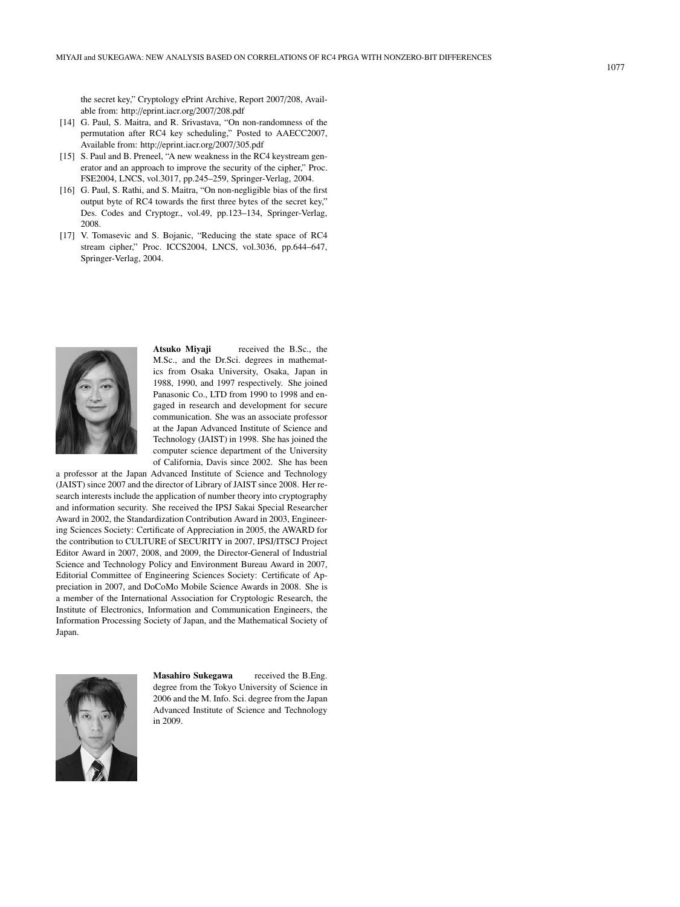the secret key," Cryptology ePrint Archive, Report 2007/208, Available from: http://eprint.iacr.org/2007/208.pdf

[14] G. Paul, S. Maitra, and R. Srivastava, "On non-randomness of the permutation after RC4 key scheduling," Posted to AAECC2007, Available from: http://eprint.iacr.org/2007/305.pdf

[15] S. Paul and B. Preneel, "A new weakness in the RC4 keystream generator and an approach to improve the security of the cipher," Proc. FSE2004, LNCS, vol.3017, pp.245–259, Springer-Verlag, 2004.

[16] G. Paul, S. Rathi, and S. Maitra, "On non-negligible bias of the first output byte of RC4 towards the first three bytes of the secret key," Des. Codes and Cryptogr., vol.49, pp.123–134, Springer-Verlag, 2008.

[17] V. Tomasevic and S. Bojanic, "Reducing the state space of RC4 stream cipher," Proc. ICCS2004, LNCS, vol.3036, pp.644–647, Springer-Verlag, 2004.

**Atsuko Miyaji** received the B.Sc., the M.Sc., and the Dr.Sci. degrees in mathematics from Osaka University, Osaka, Japan in 1988, 1990, and 1997 respectively. She joined Panasonic Co., LTD from 1990 to 1998 and engaged in research and development for secure communication. She was an associate professor at the Japan Advanced Institute of Science and Technology (JAIST) in 1998. She has joined the computer science department of the University of California, Davis since 2002. She has been a professor at the Japan Advanced Institute of Science and Technology (JAIST) since 2007 and the director of Library of JAIST since 2008. Her research interests include the application of number theory into cryptography and information security. She received the IPSJ Sakai Special Researcher Award in 2002, the Standardization Contribution Award in 2003, Engineering Sciences Society: Certificate of Appreciation in 2005, the AWARD for the contribution to CULTURE of SECURITY in 2007, IPSJ/ITSCJ Project Editor Award in 2007, 2008, and 2009, the Director-General of Industrial Science and Technology Policy and Environment Bureau Award in 2007, Editorial Committee of Engineering Sciences Society: Certificate of Appreciation in 2007, and DoCoMo Mobile Science Awards in 2008. She is a member of the International Association for Cryptologic Research, the Institute of Electronics, Information and Communication Engineers, the Information Processing Society of Japan, and the Mathematical Society of Japan.

**Masahiro Sukegawa** received the B.Eng. degree from the Tokyo University of Science in 2006 and the M. Info. Sci. degree from the Japan Advanced Institute of Science and Technology in 2009.